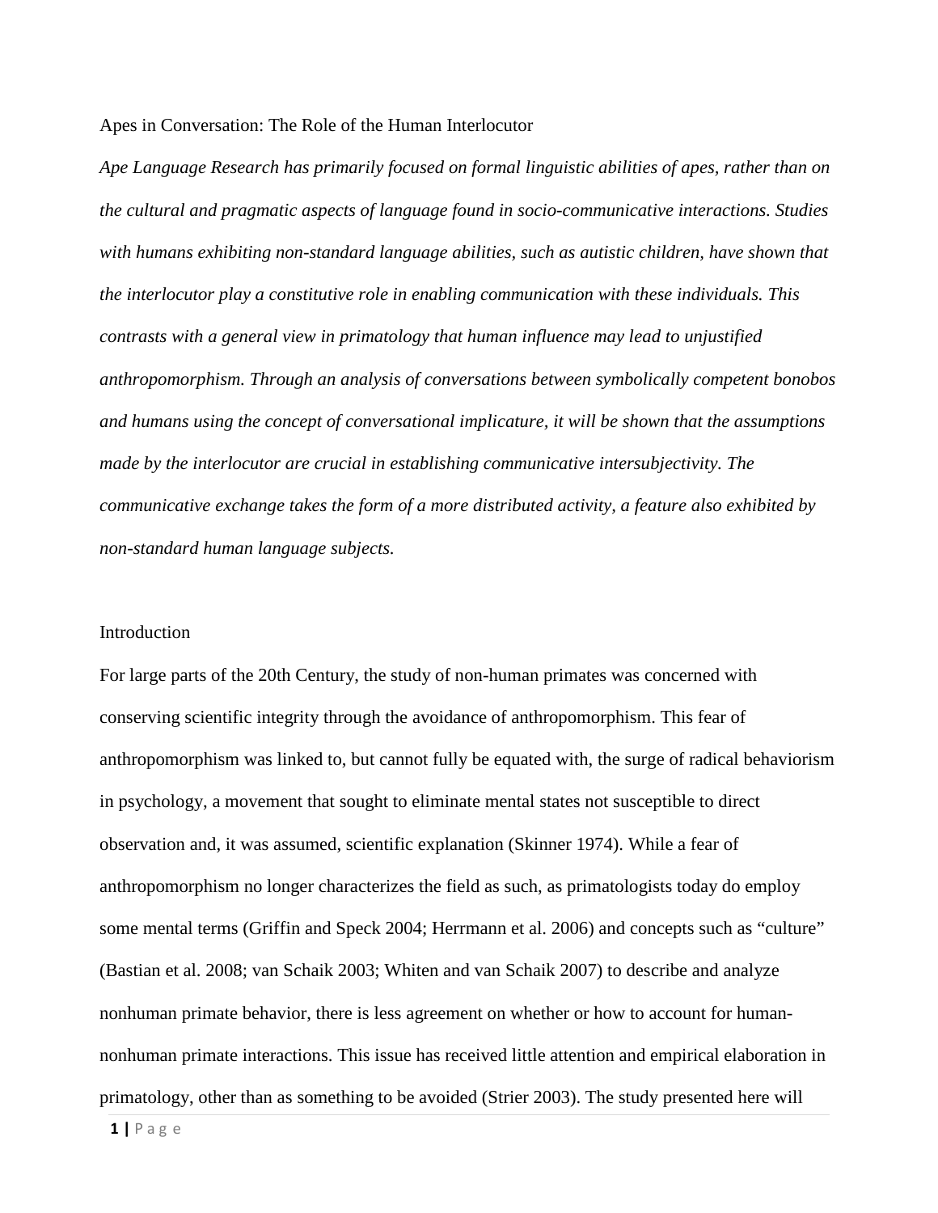# Apes in Conversation: The Role of the Human Interlocutor

*Ape Language Research has primarily focused on formal linguistic abilities of apes, rather than on the cultural and pragmatic aspects of language found in socio-communicative interactions. Studies with humans exhibiting non-standard language abilities, such as autistic children, have shown that the interlocutor play a constitutive role in enabling communication with these individuals. This contrasts with a general view in primatology that human influence may lead to unjustified anthropomorphism. Through an analysis of conversations between symbolically competent bonobos and humans using the concept of conversational implicature, it will be shown that the assumptions made by the interlocutor are crucial in establishing communicative intersubjectivity. The communicative exchange takes the form of a more distributed activity, a feature also exhibited by non-standard human language subjects.*

## Introduction

For large parts of the 20th Century, the study of non-human primates was concerned with conserving scientific integrity through the avoidance of anthropomorphism. This fear of anthropomorphism was linked to, but cannot fully be equated with, the surge of radical behaviorism in psychology, a movement that sought to eliminate mental states not susceptible to direct observation and, it was assumed, scientific explanation (Skinner 1974). While a fear of anthropomorphism no longer characterizes the field as such, as primatologists today do employ some mental terms (Griffin and Speck 2004; Herrmann et al. 2006) and concepts such as "culture" (Bastian et al. 2008; van Schaik 2003; Whiten and van Schaik 2007) to describe and analyze nonhuman primate behavior, there is less agreement on whether or how to account for human-nonhuman primate interactions. This issue has received little attention and empirical elaboration in primatology, other than as something to be avoided (Strier 2003). The study presented here will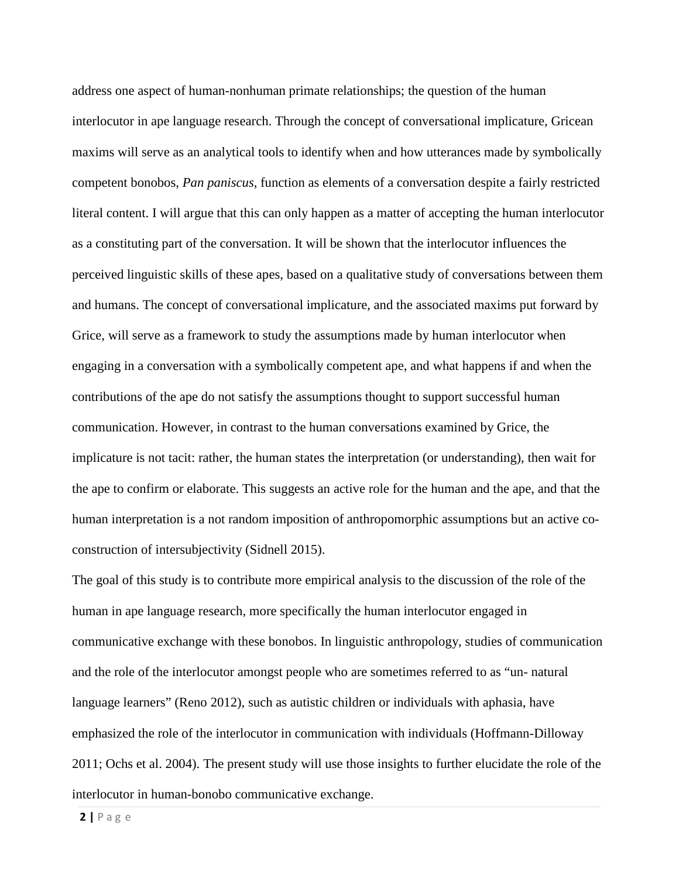address one aspect of human-nonhuman primate relationships; the question of the human interlocutor in ape language research. Through the concept of conversational implicature, Gricean maxims will serve as an analytical tools to identify when and how utterances made by symbolically competent bonobos, *Pan paniscus*, function as elements of a conversation despite a fairly restricted literal content. I will argue that this can only happen as a matter of accepting the human interlocutor as a constituting part of the conversation. It will be shown that the interlocutor influences the perceived linguistic skills of these apes, based on a qualitative study of conversations between them and humans. The concept of conversational implicature, and the associated maxims put forward by Grice, will serve as a framework to study the assumptions made by human interlocutor when engaging in a conversation with a symbolically competent ape, and what happens if and when the contributions of the ape do not satisfy the assumptions thought to support successful human communication. However, in contrast to the human conversations examined by Grice, the implicature is not tacit: rather, the human states the interpretation (or understanding), then wait for the ape to confirm or elaborate. This suggests an active role for the human and the ape, and that the human interpretation is a not random imposition of anthropomorphic assumptions but an active co-construction of intersubjectivity (Sidnell 2015).

The goal of this study is to contribute more empirical analysis to the discussion of the role of the human in ape language research, more specifically the human interlocutor engaged in communicative exchange with these bonobos. In linguistic anthropology, studies of communication and the role of the interlocutor amongst people who are sometimes referred to as "un- natural language learners" (Reno 2012), such as autistic children or individuals with aphasia, have emphasized the role of the interlocutor in communication with individuals (Hoffmann-Dilloway 2011; Ochs et al. 2004). The present study will use those insights to further elucidate the role of the interlocutor in human-bonobo communicative exchange.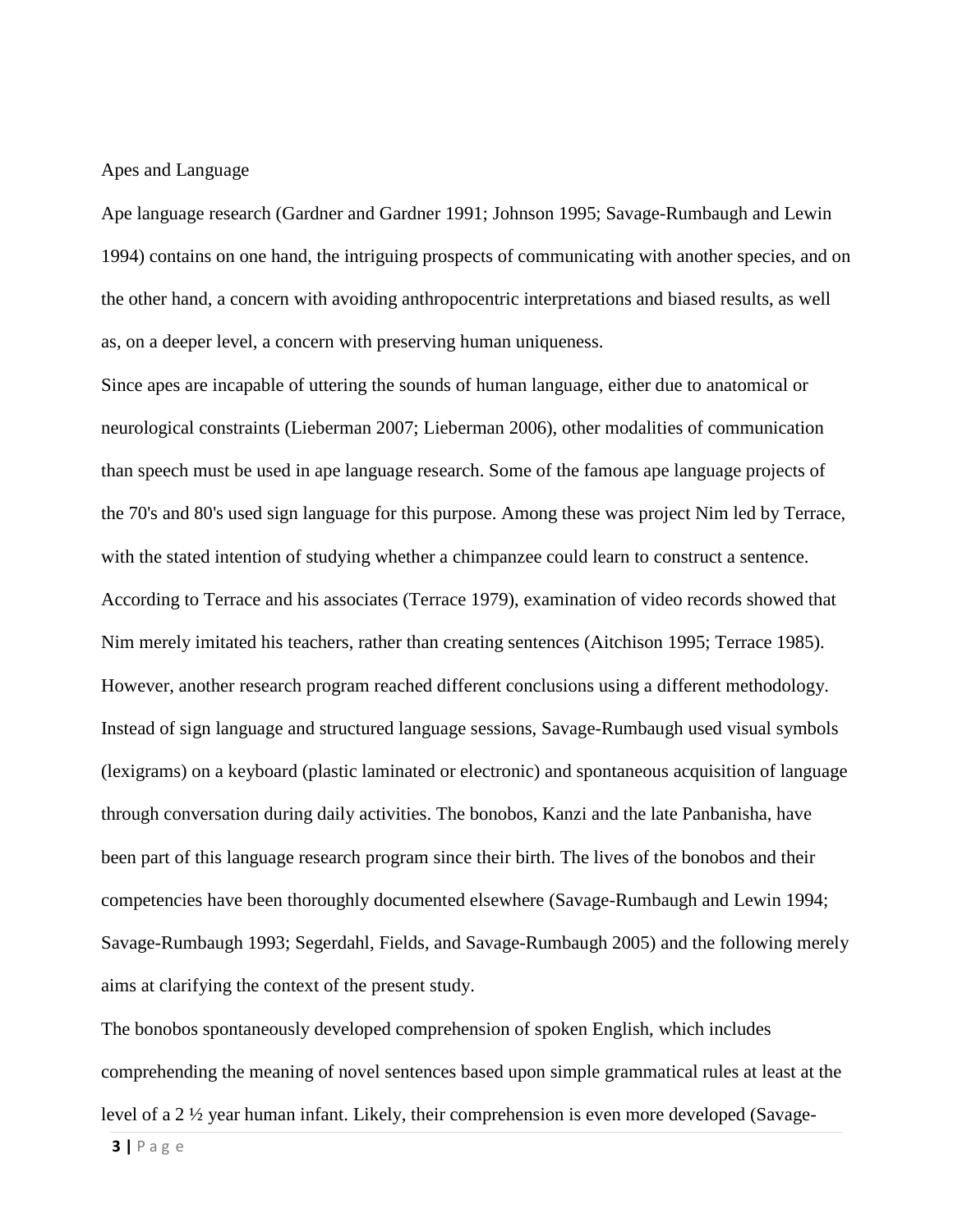## Apes and Language

Ape language research (Gardner and Gardner 1991; Johnson 1995; Savage-Rumbaugh and Lewin 1994) contains on one hand, the intriguing prospects of communicating with another species, and on the other hand, a concern with avoiding anthropocentric interpretations and biased results, as well as, on a deeper level, a concern with preserving human uniqueness.

Since apes are incapable of uttering the sounds of human language, either due to anatomical or neurological constraints (Lieberman 2007; Lieberman 2006), other modalities of communication than speech must be used in ape language research. Some of the famous ape language projects of the 70's and 80's used sign language for this purpose. Among these was project Nim led by Terrace, with the stated intention of studying whether a chimpanzee could learn to construct a sentence. According to Terrace and his associates (Terrace 1979), examination of video records showed that Nim merely imitated his teachers, rather than creating sentences (Aitchison 1995; Terrace 1985). However, another research program reached different conclusions using a different methodology. Instead of sign language and structured language sessions, Savage-Rumbaugh used visual symbols (lexigrams) on a keyboard (plastic laminated or electronic) and spontaneous acquisition of language through conversation during daily activities. The bonobos, Kanzi and the late Panbanisha, have been part of this language research program since their birth. The lives of the bonobos and their competencies have been thoroughly documented elsewhere (Savage-Rumbaugh and Lewin 1994; Savage-Rumbaugh 1993; Segerdahl, Fields, and Savage-Rumbaugh 2005) and the following merely aims at clarifying the context of the present study.

The bonobos spontaneously developed comprehension of spoken English, which includes comprehending the meaning of novel sentences based upon simple grammatical rules at least at the level of a 2 ½ year human infant. Likely, their comprehension is even more developed (Savage-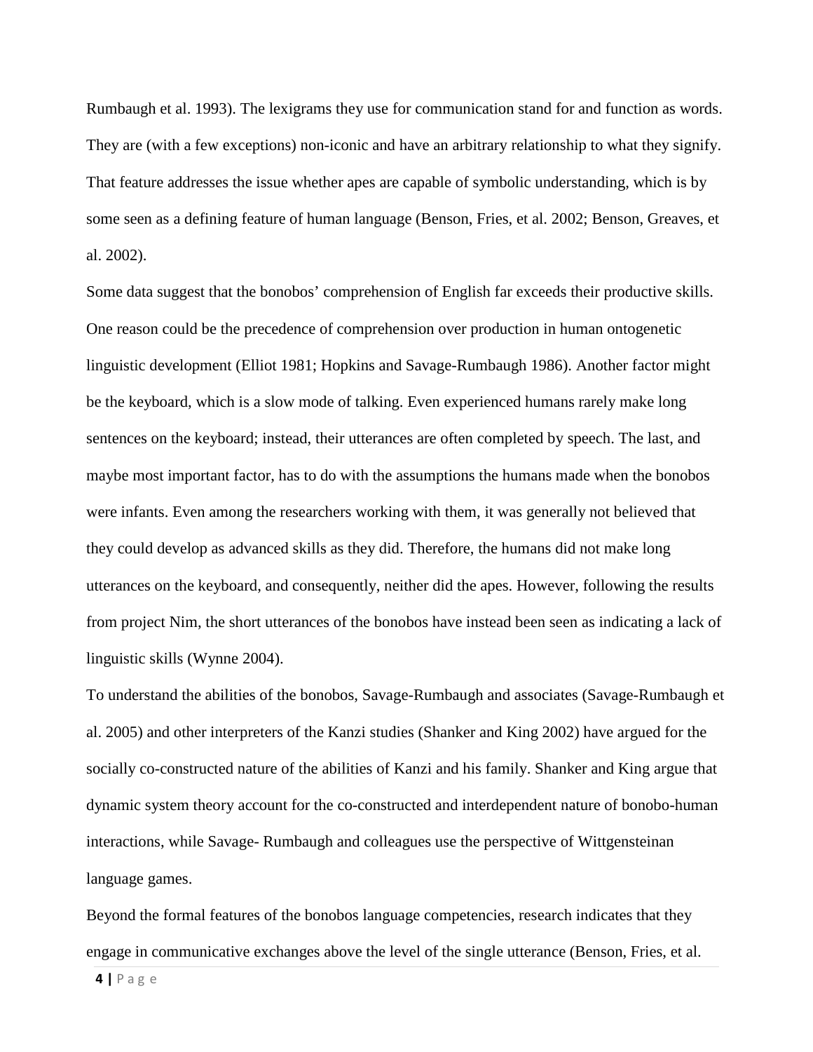Rumbaugh et al. 1993). The lexigrams they use for communication stand for and function as words. They are (with a few exceptions) non-iconic and have an arbitrary relationship to what they signify. That feature addresses the issue whether apes are capable of symbolic understanding, which is by some seen as a defining feature of human language (Benson, Fries, et al. 2002; Benson, Greaves, et al. 2002).

Some data suggest that the bonobos' comprehension of English far exceeds their productive skills. One reason could be the precedence of comprehension over production in human ontogenetic linguistic development (Elliot 1981; Hopkins and Savage-Rumbaugh 1986). Another factor might be the keyboard, which is a slow mode of talking. Even experienced humans rarely make long sentences on the keyboard; instead, their utterances are often completed by speech. The last, and maybe most important factor, has to do with the assumptions the humans made when the bonobos were infants. Even among the researchers working with them, it was generally not believed that they could develop as advanced skills as they did. Therefore, the humans did not make long utterances on the keyboard, and consequently, neither did the apes. However, following the results from project Nim, the short utterances of the bonobos have instead been seen as indicating a lack of linguistic skills (Wynne 2004).

To understand the abilities of the bonobos, Savage-Rumbaugh and associates (Savage-Rumbaugh et al. 2005) and other interpreters of the Kanzi studies (Shanker and King 2002) have argued for the socially co-constructed nature of the abilities of Kanzi and his family. Shanker and King argue that dynamic system theory account for the co-constructed and interdependent nature of bonobo-human interactions, while Savage- Rumbaugh and colleagues use the perspective of Wittgensteinan language games.

Beyond the formal features of the bonobos language competencies, research indicates that they engage in communicative exchanges above the level of the single utterance (Benson, Fries, et al.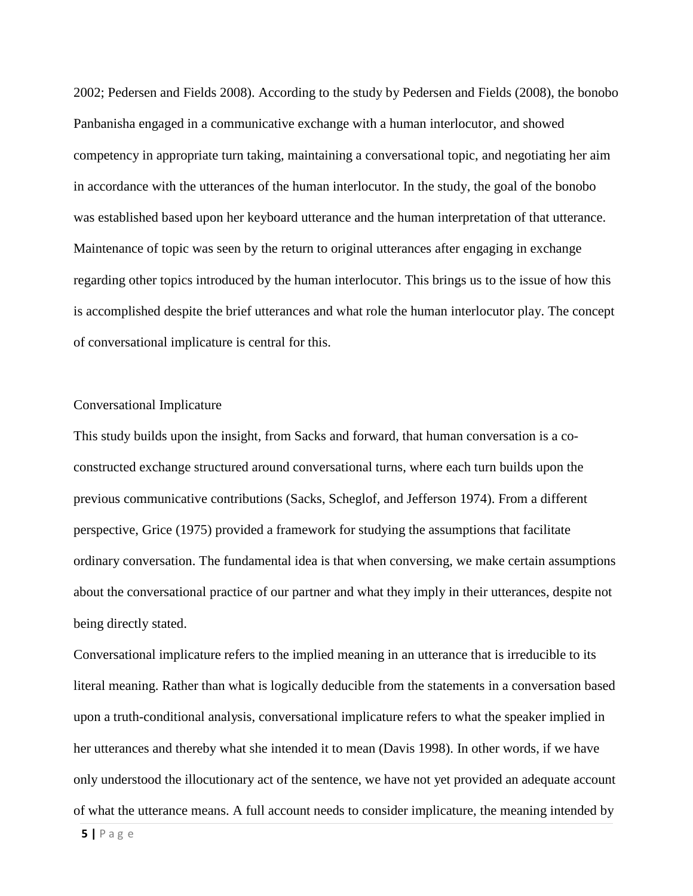2002; Pedersen and Fields 2008). According to the study by Pedersen and Fields (2008), the bonobo Panbanisha engaged in a communicative exchange with a human interlocutor, and showed competency in appropriate turn taking, maintaining a conversational topic, and negotiating her aim in accordance with the utterances of the human interlocutor. In the study, the goal of the bonobo was established based upon her keyboard utterance and the human interpretation of that utterance. Maintenance of topic was seen by the return to original utterances after engaging in exchange regarding other topics introduced by the human interlocutor. This brings us to the issue of how this is accomplished despite the brief utterances and what role the human interlocutor play. The concept of conversational implicature is central for this.

## Conversational Implicature

This study builds upon the insight, from Sacks and forward, that human conversation is a co-constructed exchange structured around conversational turns, where each turn builds upon the previous communicative contributions (Sacks, Scheglof, and Jefferson 1974). From a different perspective, Grice (1975) provided a framework for studying the assumptions that facilitate ordinary conversation. The fundamental idea is that when conversing, we make certain assumptions about the conversational practice of our partner and what they imply in their utterances, despite not being directly stated.

Conversational implicature refers to the implied meaning in an utterance that is irreducible to its literal meaning. Rather than what is logically deducible from the statements in a conversation based upon a truth-conditional analysis, conversational implicature refers to what the speaker implied in her utterances and thereby what she intended it to mean (Davis 1998). In other words, if we have only understood the illocutionary act of the sentence, we have not yet provided an adequate account of what the utterance means. A full account needs to consider implicature, the meaning intended by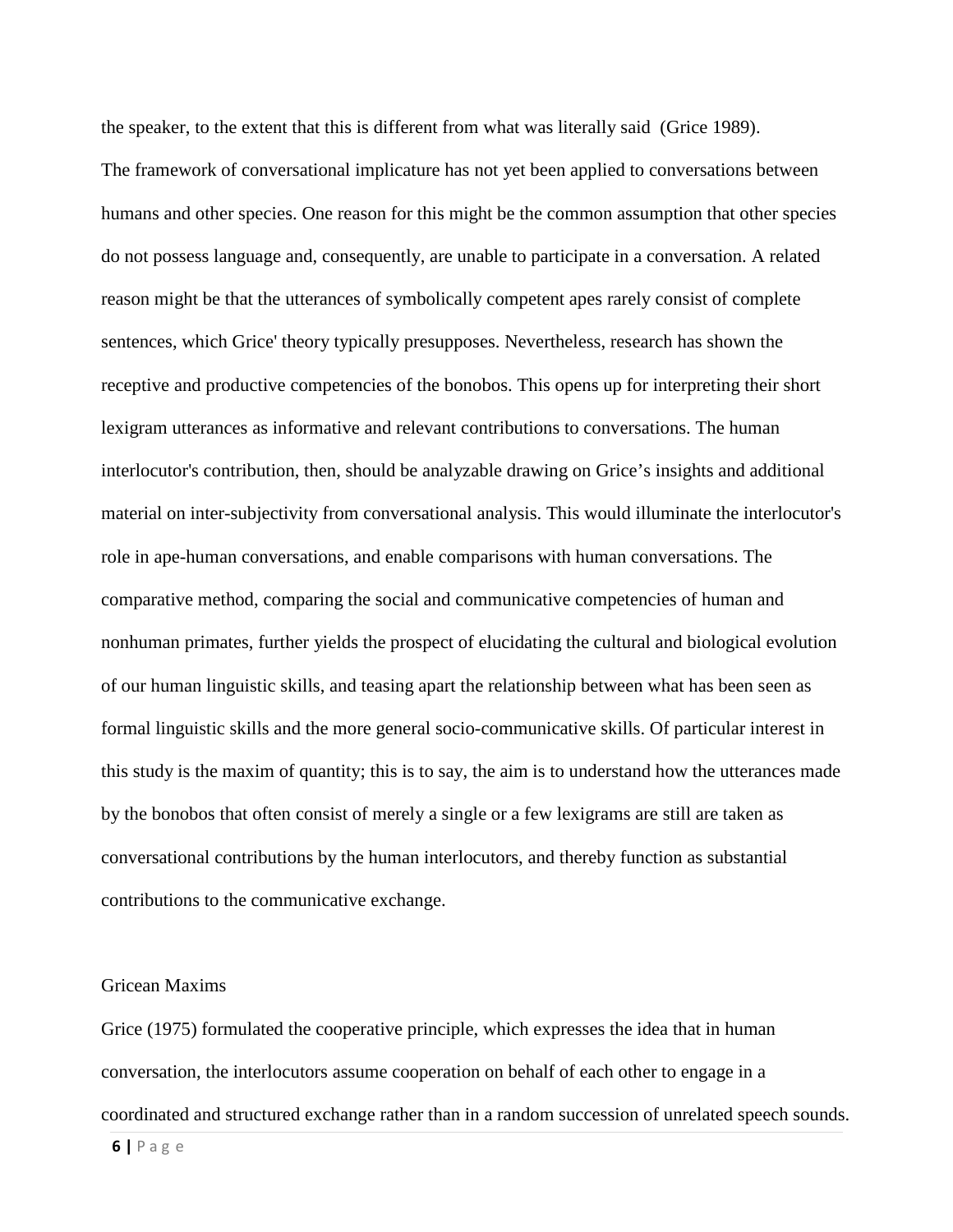the speaker, to the extent that this is different from what was literally said (Grice 1989).

The framework of conversational implicature has not yet been applied to conversations between humans and other species. One reason for this might be the common assumption that other species do not possess language and, consequently, are unable to participate in a conversation. A related reason might be that the utterances of symbolically competent apes rarely consist of complete sentences, which Grice' theory typically presupposes. Nevertheless, research has shown the receptive and productive competencies of the bonobos. This opens up for interpreting their short lexigram utterances as informative and relevant contributions to conversations. The human interlocutor's contribution, then, should be analyzable drawing on Grice's insights and additional material on inter-subjectivity from conversational analysis. This would illuminate the interlocutor's role in ape-human conversations, and enable comparisons with human conversations. The comparative method, comparing the social and communicative competencies of human and nonhuman primates, further yields the prospect of elucidating the cultural and biological evolution of our human linguistic skills, and teasing apart the relationship between what has been seen as formal linguistic skills and the more general socio-communicative skills. Of particular interest in this study is the maxim of quantity; this is to say, the aim is to understand how the utterances made by the bonobos that often consist of merely a single or a few lexigrams are still are taken as conversational contributions by the human interlocutors, and thereby function as substantial contributions to the communicative exchange.

## Gricean Maxims

Grice (1975) formulated the cooperative principle, which expresses the idea that in human conversation, the interlocutors assume cooperation on behalf of each other to engage in a coordinated and structured exchange rather than in a random succession of unrelated speech sounds.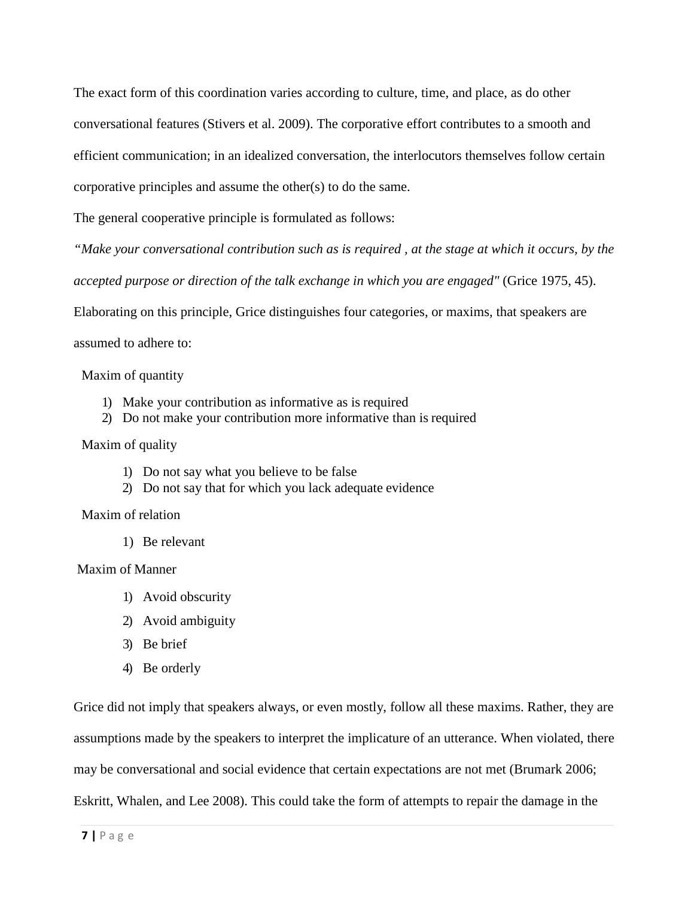The exact form of this coordination varies according to culture, time, and place, as do other conversational features (Stivers et al. 2009). The corporative effort contributes to a smooth and efficient communication; in an idealized conversation, the interlocutors themselves follow certain corporative principles and assume the other(s) to do the same.

The general cooperative principle is formulated as follows:

*"Make your conversational contribution such as is required , at the stage at which it occurs, by the accepted purpose or direction of the talk exchange in which you are engaged"* (Grice 1975, 45).

Elaborating on this principle, Grice distinguishes four categories, or maxims, that speakers are assumed to adhere to:

Maxim of quantity

1) Make your contribution as informative as is required
2) Do not make your contribution more informative than is required

Maxim of quality

1) Do not say what you believe to be false
2) Do not say that for which you lack adequate evidence

Maxim of relation

1) Be relevant

Maxim of Manner

1) Avoid obscurity
2) Avoid ambiguity
3) Be brief
4) Be orderly

Grice did not imply that speakers always, or even mostly, follow all these maxims. Rather, they are assumptions made by the speakers to interpret the implicature of an utterance. When violated, there may be conversational and social evidence that certain expectations are not met (Brumark 2006; Eskritt, Whalen, and Lee 2008). This could take the form of attempts to repair the damage in the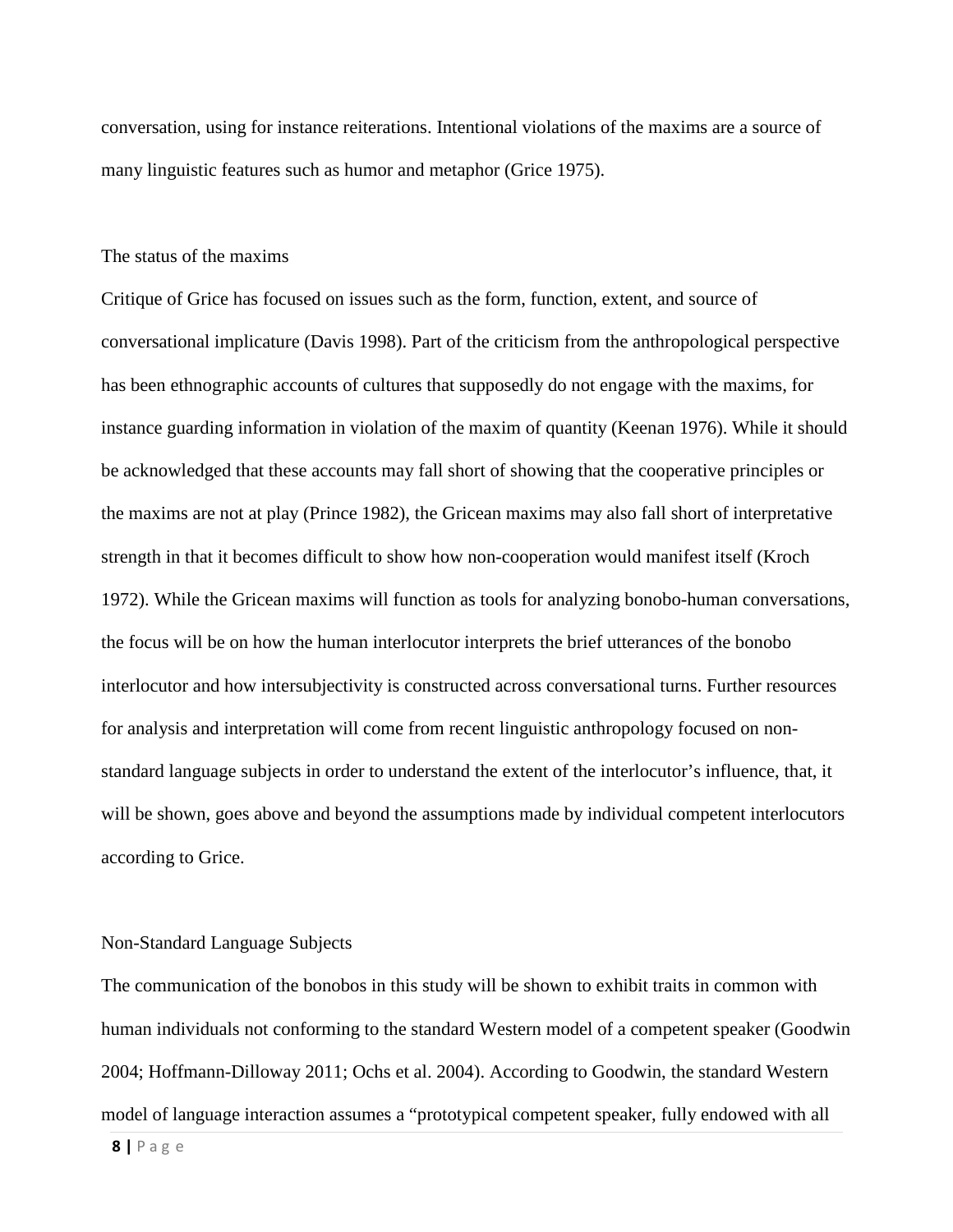conversation, using for instance reiterations. Intentional violations of the maxims are a source of many linguistic features such as humor and metaphor (Grice 1975).

### The status of the maxims

Critique of Grice has focused on issues such as the form, function, extent, and source of conversational implicature (Davis 1998). Part of the criticism from the anthropological perspective has been ethnographic accounts of cultures that supposedly do not engage with the maxims, for instance guarding information in violation of the maxim of quantity (Keenan 1976). While it should be acknowledged that these accounts may fall short of showing that the cooperative principles or the maxims are not at play (Prince 1982), the Gricean maxims may also fall short of interpretative strength in that it becomes difficult to show how non-cooperation would manifest itself (Kroch 1972). While the Gricean maxims will function as tools for analyzing bonobo-human conversations, the focus will be on how the human interlocutor interprets the brief utterances of the bonobo interlocutor and how intersubjectivity is constructed across conversational turns. Further resources for analysis and interpretation will come from recent linguistic anthropology focused on non-standard language subjects in order to understand the extent of the interlocutor's influence, that, it will be shown, goes above and beyond the assumptions made by individual competent interlocutors according to Grice.

### Non-Standard Language Subjects

The communication of the bonobos in this study will be shown to exhibit traits in common with human individuals not conforming to the standard Western model of a competent speaker (Goodwin 2004; Hoffmann-Dilloway 2011; Ochs et al. 2004). According to Goodwin, the standard Western model of language interaction assumes a "prototypical competent speaker, fully endowed with all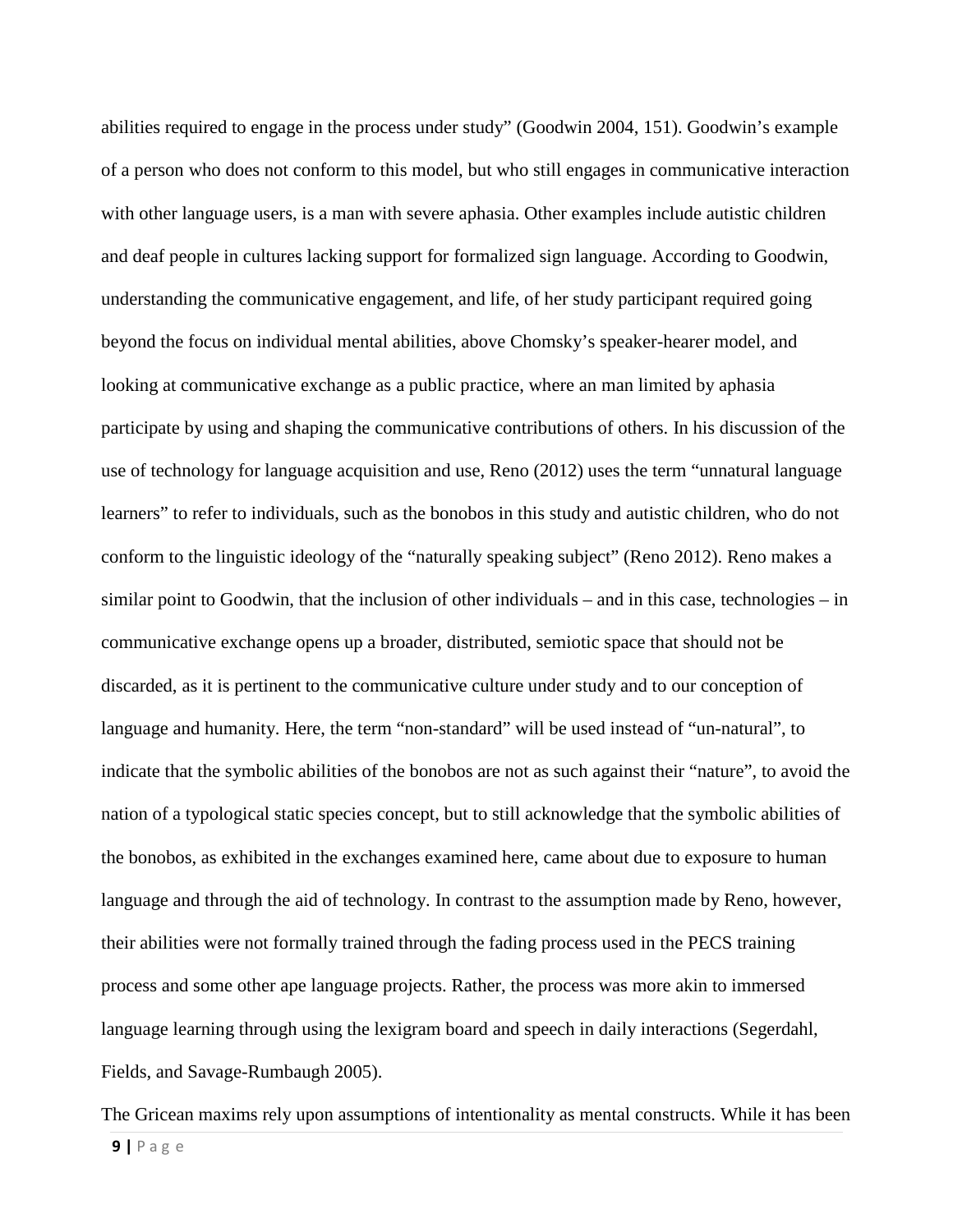abilities required to engage in the process under study" (Goodwin 2004, 151). Goodwin's example of a person who does not conform to this model, but who still engages in communicative interaction with other language users, is a man with severe aphasia. Other examples include autistic children and deaf people in cultures lacking support for formalized sign language. According to Goodwin, understanding the communicative engagement, and life, of her study participant required going beyond the focus on individual mental abilities, above Chomsky's speaker-hearer model, and looking at communicative exchange as a public practice, where an man limited by aphasia participate by using and shaping the communicative contributions of others. In his discussion of the use of technology for language acquisition and use, Reno (2012) uses the term "unnatural language learners" to refer to individuals, such as the bonobos in this study and autistic children, who do not conform to the linguistic ideology of the "naturally speaking subject" (Reno 2012). Reno makes a similar point to Goodwin, that the inclusion of other individuals – and in this case, technologies – in communicative exchange opens up a broader, distributed, semiotic space that should not be discarded, as it is pertinent to the communicative culture under study and to our conception of language and humanity. Here, the term "non-standard" will be used instead of "un-natural", to indicate that the symbolic abilities of the bonobos are not as such against their "nature", to avoid the nation of a typological static species concept, but to still acknowledge that the symbolic abilities of the bonobos, as exhibited in the exchanges examined here, came about due to exposure to human language and through the aid of technology. In contrast to the assumption made by Reno, however, their abilities were not formally trained through the fading process used in the PECS training process and some other ape language projects. Rather, the process was more akin to immersed language learning through using the lexigram board and speech in daily interactions (Segerdahl, Fields, and Savage-Rumbaugh 2005).

The Gricean maxims rely upon assumptions of intentionality as mental constructs. While it has been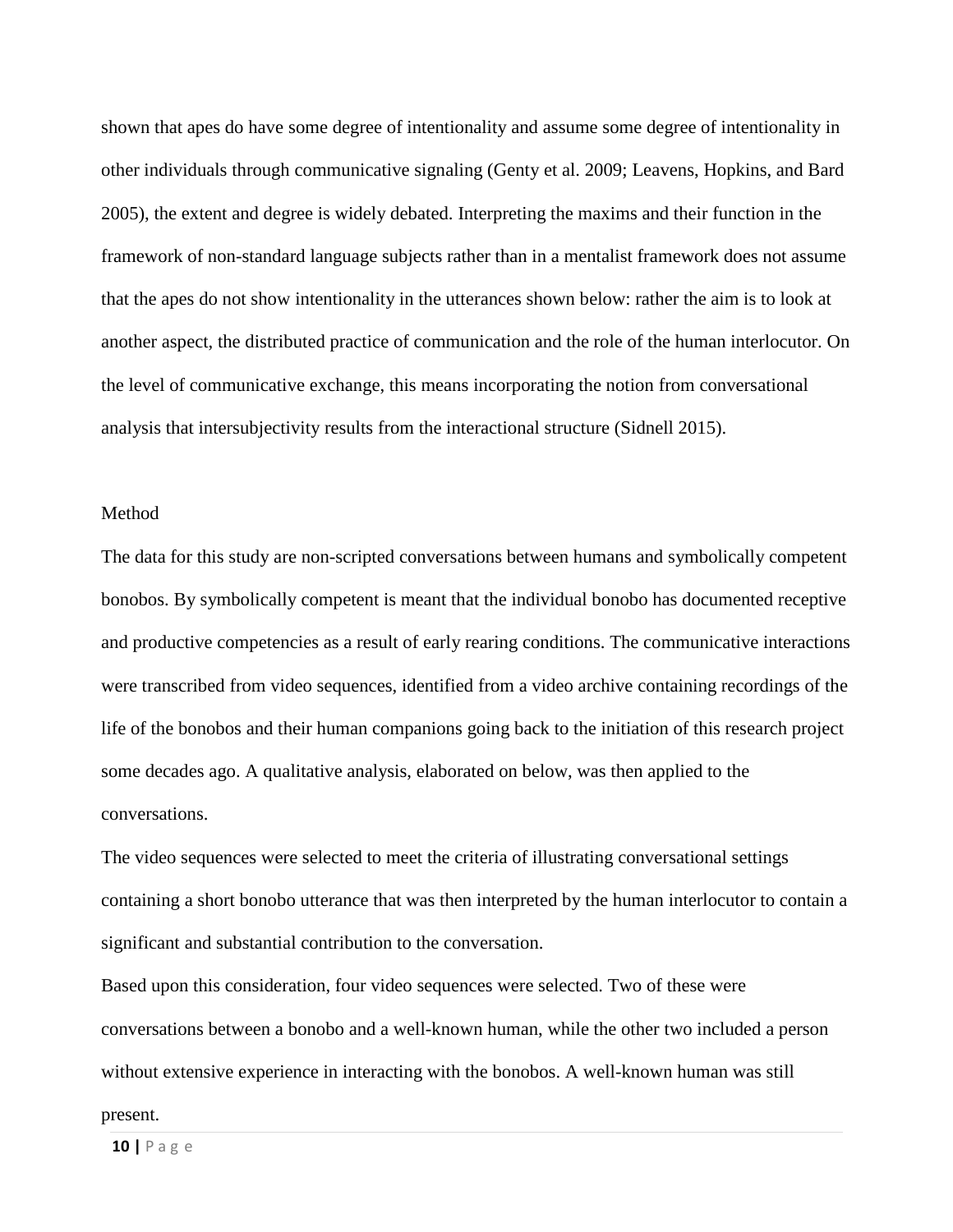shown that apes do have some degree of intentionality and assume some degree of intentionality in other individuals through communicative signaling (Genty et al. 2009; Leavens, Hopkins, and Bard 2005), the extent and degree is widely debated. Interpreting the maxims and their function in the framework of non-standard language subjects rather than in a mentalist framework does not assume that the apes do not show intentionality in the utterances shown below: rather the aim is to look at another aspect, the distributed practice of communication and the role of the human interlocutor. On the level of communicative exchange, this means incorporating the notion from conversational analysis that intersubjectivity results from the interactional structure (Sidnell 2015).

## Method

The data for this study are non-scripted conversations between humans and symbolically competent bonobos. By symbolically competent is meant that the individual bonobo has documented receptive and productive competencies as a result of early rearing conditions. The communicative interactions were transcribed from video sequences, identified from a video archive containing recordings of the life of the bonobos and their human companions going back to the initiation of this research project some decades ago. A qualitative analysis, elaborated on below, was then applied to the conversations.

The video sequences were selected to meet the criteria of illustrating conversational settings containing a short bonobo utterance that was then interpreted by the human interlocutor to contain a significant and substantial contribution to the conversation.

Based upon this consideration, four video sequences were selected. Two of these were conversations between a bonobo and a well-known human, while the other two included a person without extensive experience in interacting with the bonobos. A well-known human was still present.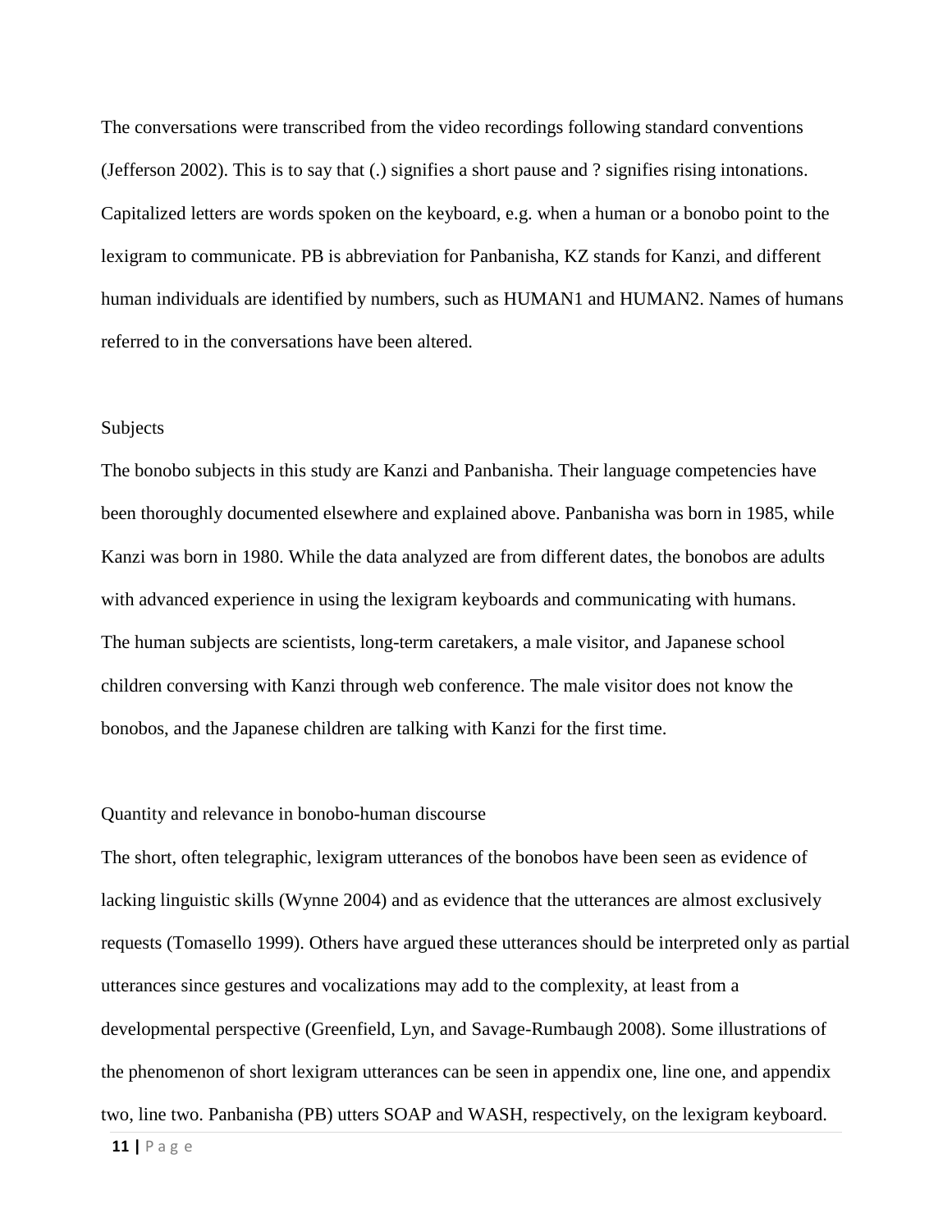The conversations were transcribed from the video recordings following standard conventions (Jefferson 2002). This is to say that (.) signifies a short pause and ? signifies rising intonations. Capitalized letters are words spoken on the keyboard, e.g. when a human or a bonobo point to the lexigram to communicate. PB is abbreviation for Panbanisha, KZ stands for Kanzi, and different human individuals are identified by numbers, such as HUMAN1 and HUMAN2. Names of humans referred to in the conversations have been altered.

## Subjects

The bonobo subjects in this study are Kanzi and Panbanisha. Their language competencies have been thoroughly documented elsewhere and explained above. Panbanisha was born in 1985, while Kanzi was born in 1980. While the data analyzed are from different dates, the bonobos are adults with advanced experience in using the lexigram keyboards and communicating with humans. The human subjects are scientists, long-term caretakers, a male visitor, and Japanese school children conversing with Kanzi through web conference. The male visitor does not know the bonobos, and the Japanese children are talking with Kanzi for the first time.

## Quantity and relevance in bonobo-human discourse

The short, often telegraphic, lexigram utterances of the bonobos have been seen as evidence of lacking linguistic skills (Wynne 2004) and as evidence that the utterances are almost exclusively requests (Tomasello 1999). Others have argued these utterances should be interpreted only as partial utterances since gestures and vocalizations may add to the complexity, at least from a developmental perspective (Greenfield, Lyn, and Savage-Rumbaugh 2008). Some illustrations of the phenomenon of short lexigram utterances can be seen in appendix one, line one, and appendix two, line two. Panbanisha (PB) utters SOAP and WASH, respectively, on the lexigram keyboard.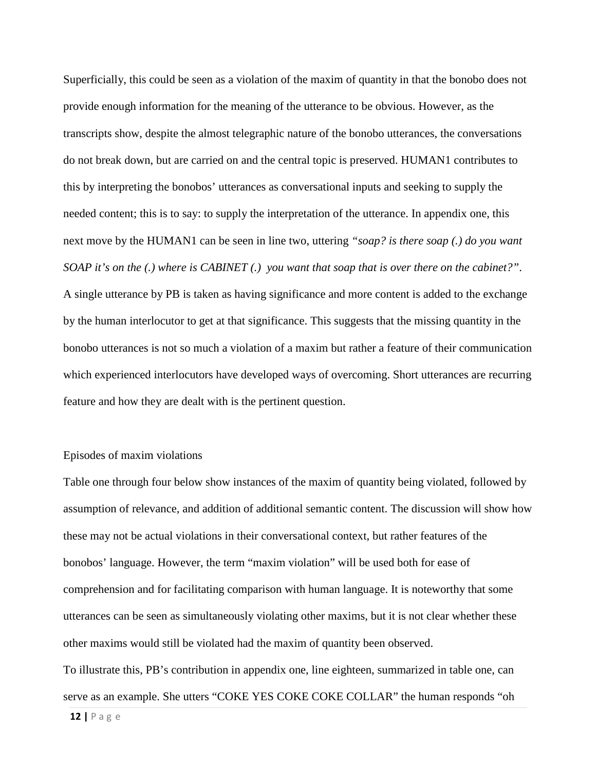Superficially, this could be seen as a violation of the maxim of quantity in that the bonobo does not provide enough information for the meaning of the utterance to be obvious. However, as the transcripts show, despite the almost telegraphic nature of the bonobo utterances, the conversations do not break down, but are carried on and the central topic is preserved. HUMAN1 contributes to this by interpreting the bonobos' utterances as conversational inputs and seeking to supply the needed content; this is to say: to supply the interpretation of the utterance. In appendix one, this next move by the HUMAN1 can be seen in line two, uttering *"soap? is there soap (.) do you want SOAP it's on the (.) where is CABINET (.) you want that soap that is over there on the cabinet?"*. A single utterance by PB is taken as having significance and more content is added to the exchange by the human interlocutor to get at that significance. This suggests that the missing quantity in the bonobo utterances is not so much a violation of a maxim but rather a feature of their communication which experienced interlocutors have developed ways of overcoming. Short utterances are recurring feature and how they are dealt with is the pertinent question.

### Episodes of maxim violations

Table one through four below show instances of the maxim of quantity being violated, followed by assumption of relevance, and addition of additional semantic content. The discussion will show how these may not be actual violations in their conversational context, but rather features of the bonobos' language. However, the term "maxim violation" will be used both for ease of comprehension and for facilitating comparison with human language. It is noteworthy that some utterances can be seen as simultaneously violating other maxims, but it is not clear whether these other maxims would still be violated had the maxim of quantity been observed.

To illustrate this, PB's contribution in appendix one, line eighteen, summarized in table one, can serve as an example. She utters "COKE YES COKE COKE COLLAR" the human responds "oh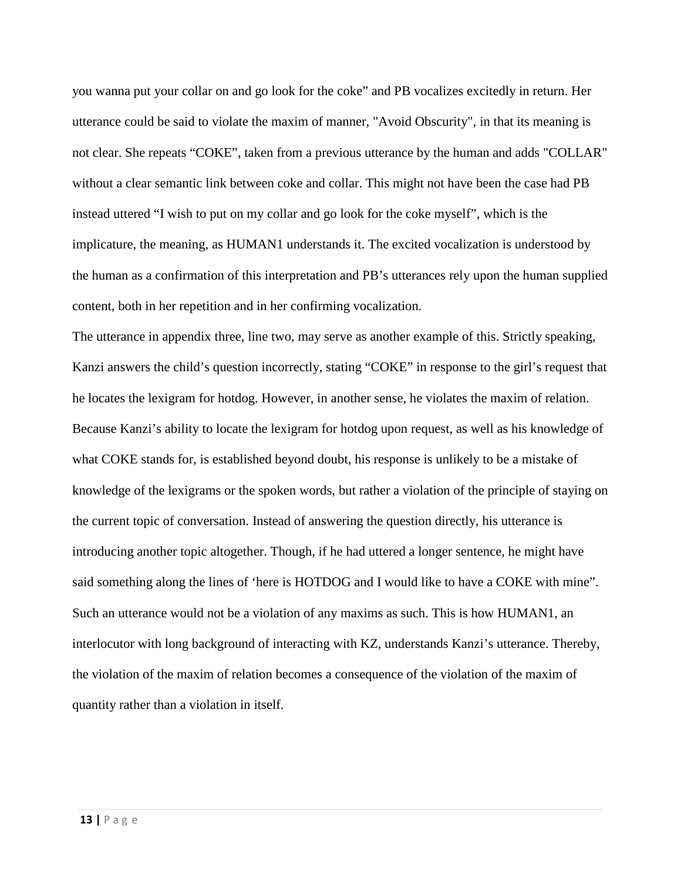you wanna put your collar on and go look for the coke" and PB vocalizes excitedly in return. Her utterance could be said to violate the maxim of manner, "Avoid Obscurity", in that its meaning is not clear. She repeats "COKE", taken from a previous utterance by the human and adds "COLLAR" without a clear semantic link between coke and collar. This might not have been the case had PB instead uttered "I wish to put on my collar and go look for the coke myself", which is the implicature, the meaning, as HUMAN1 understands it. The excited vocalization is understood by the human as a confirmation of this interpretation and PB's utterances rely upon the human supplied content, both in her repetition and in her confirming vocalization.

The utterance in appendix three, line two, may serve as another example of this. Strictly speaking, Kanzi answers the child's question incorrectly, stating "COKE" in response to the girl's request that he locates the lexigram for hotdog. However, in another sense, he violates the maxim of relation. Because Kanzi's ability to locate the lexigram for hotdog upon request, as well as his knowledge of what COKE stands for, is established beyond doubt, his response is unlikely to be a mistake of knowledge of the lexigrams or the spoken words, but rather a violation of the principle of staying on the current topic of conversation. Instead of answering the question directly, his utterance is introducing another topic altogether. Though, if he had uttered a longer sentence, he might have said something along the lines of 'here is HOTDOG and I would like to have a COKE with mine". Such an utterance would not be a violation of any maxims as such. This is how HUMAN1, an interlocutor with long background of interacting with KZ, understands Kanzi's utterance. Thereby, the violation of the maxim of relation becomes a consequence of the violation of the maxim of quantity rather than a violation in itself.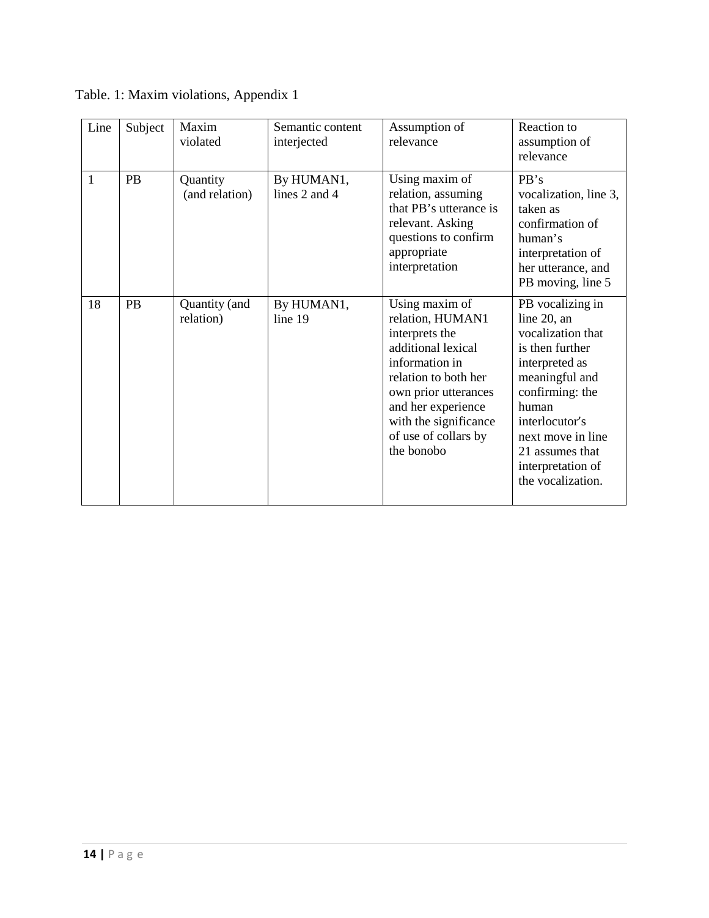Table. 1: Maxim violations, Appendix 1

| Line | Subject | Maxim violated | Semantic content interjected | Assumption of relevance | Reaction to assumption of relevance |
|---|---|---|---|---|---|
| 1 | PB | Quantity (and relation) | By HUMAN1, lines 2 and 4 | Using maxim of relation, assuming that PB's utterance is relevant. Asking questions to confirm appropriate interpretation | PB's vocalization, line 3, taken as confirmation of human's interpretation of her utterance, and PB moving, line 5 |
| 18 | PB | Quantity (and relation) | By HUMAN1, line 19 | Using maxim of relation, HUMAN1 interprets the additional lexical information in relation to both her own prior utterances and her experience with the significance of use of collars by the bonobo | PB vocalizing in line 20, an vocalization that is then further interpreted as meaningful and confirming: the human interlocutor's next move in line 21 assumes that interpretation of the vocalization. |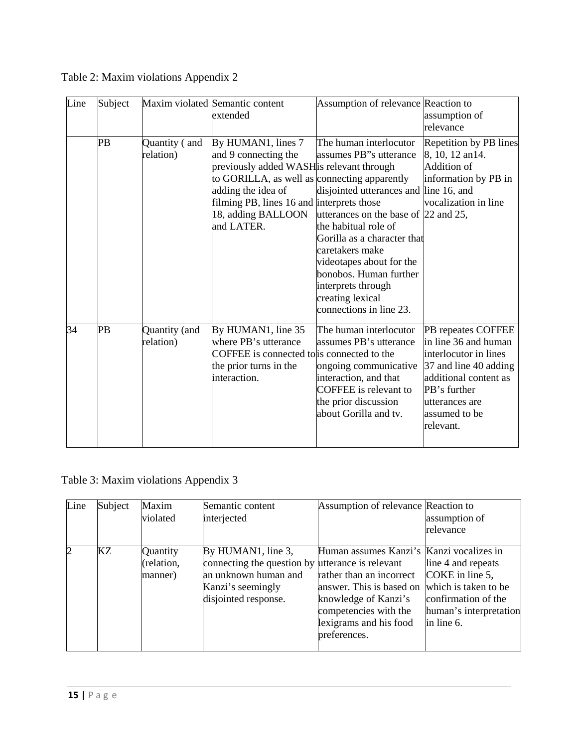Table 2: Maxim violations Appendix 2

| Line | Subject | Maxim violated | Semantic content extended | Assumption of relevance | Reaction to assumption of relevance |
|---|---|---|---|---|---|
| | PB | Quantity ( and relation) | By HUMAN1, lines 7 and 9 connecting the previously added WASH to GORILLA, as well as adding the idea of filming PB, lines 16 and 18, adding BALLOON and LATER. | The human interlocutor assumes PB"s utterance is relevant through connecting apparently disjointed utterances and interprets those utterances on the base of the habitual role of Gorilla as a character that caretakers make videotapes about for the bonobos. Human further interprets through creating lexical connections in line 23. | Repetition by PB lines 8, 10, 12 an14. Addition of information by PB in line 16, and vocalization in line 22 and 25, |
| 34 | PB | Quantity (and relation) | By HUMAN1, line 35 where PB's utterance COFFEE is connected to the prior turns in the interaction. | The human interlocutor assumes PB's utterance is connected to the ongoing communicative interaction, and that COFFEE is relevant to the prior discussion about Gorilla and tv. | PB repeates COFFEE in line 36 and human interlocutor in lines 37 and line 40 adding additional content as PB's further utterances are assumed to be relevant. |

Table 3: Maxim violations Appendix 3

| Line | Subject | Maxim violated | Semantic content interjected | Assumption of relevance | Reaction to assumption of relevance |
|---|---|---|---|---|---|
| 2 | KZ | Quantity (relation, manner) | By HUMAN1, line 3, connecting the question by an unknown human and Kanzi's seemingly disjointed response. | Human assumes Kanzi's utterance is relevant rather than an incorrect answer. This is based on knowledge of Kanzi's competencies with the lexigrams and his food preferences. | Kanzi vocalizes in line 4 and repeats COKE in line 5, which is taken to be confirmation of the human's interpretation in line 6. |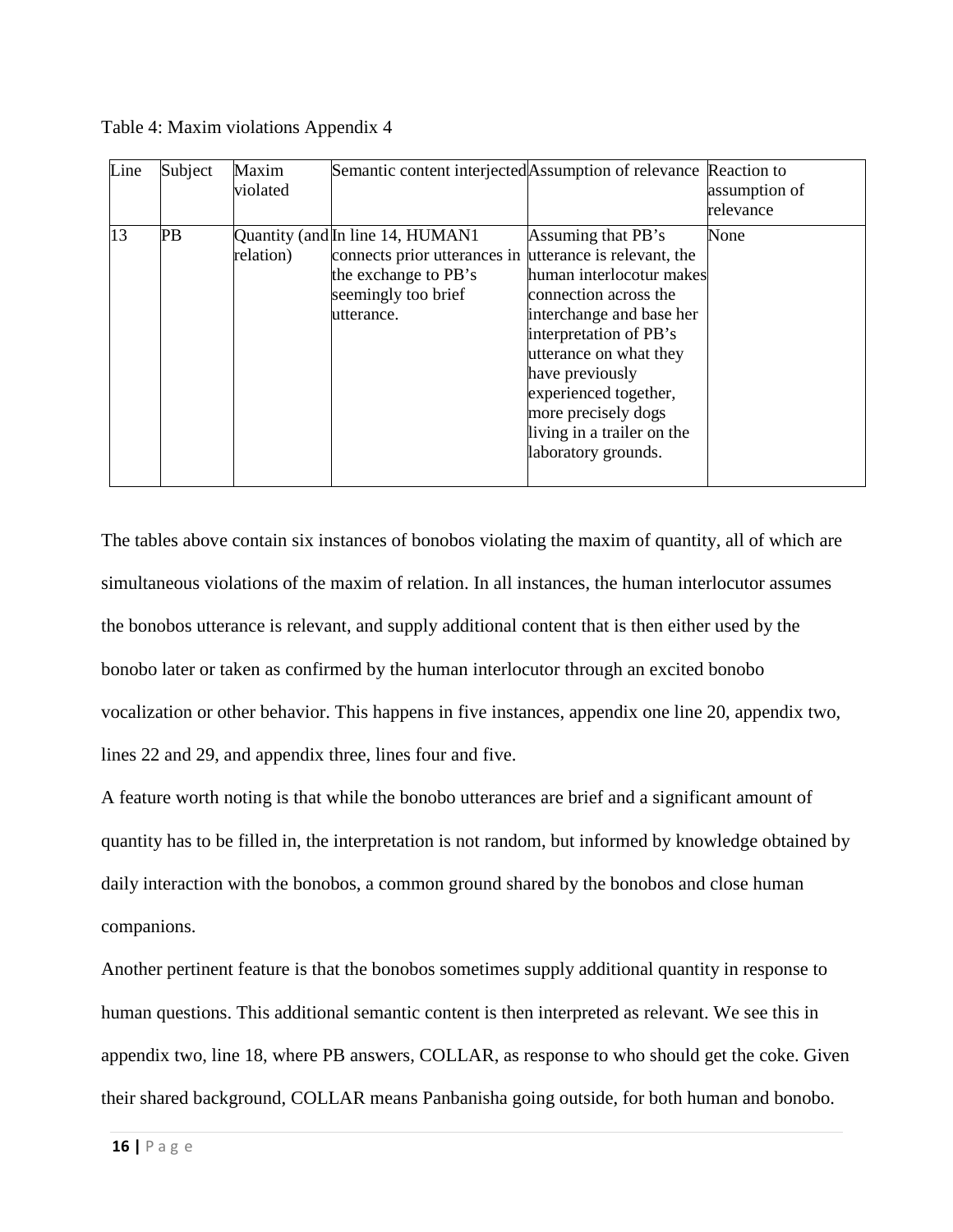Table 4: Maxim violations Appendix 4

| Line | Subject | Maxim violated | Semantic content interjected | Assumption of relevance | Reaction to assumption of relevance |
|---|---|---|---|---|---|
| 13 | PB | Quantity (and relation) | In line 14, HUMAN1 connects prior utterances in the exchange to PB's seemingly too brief utterance. | Assuming that PB's utterance is relevant, the human interlocotur makes connection across the interchange and base her interpretation of PB's utterance on what they have previously experienced together, more precisely dogs living in a trailer on the laboratory grounds. | None |

The tables above contain six instances of bonobos violating the maxim of quantity, all of which are simultaneous violations of the maxim of relation. In all instances, the human interlocutor assumes the bonobos utterance is relevant, and supply additional content that is then either used by the bonobo later or taken as confirmed by the human interlocutor through an excited bonobo vocalization or other behavior. This happens in five instances, appendix one line 20, appendix two, lines 22 and 29, and appendix three, lines four and five.

A feature worth noting is that while the bonobo utterances are brief and a significant amount of quantity has to be filled in, the interpretation is not random, but informed by knowledge obtained by daily interaction with the bonobos, a common ground shared by the bonobos and close human companions.

Another pertinent feature is that the bonobos sometimes supply additional quantity in response to human questions. This additional semantic content is then interpreted as relevant. We see this in appendix two, line 18, where PB answers, COLLAR, as response to who should get the coke. Given their shared background, COLLAR means Panbanisha going outside, for both human and bonobo.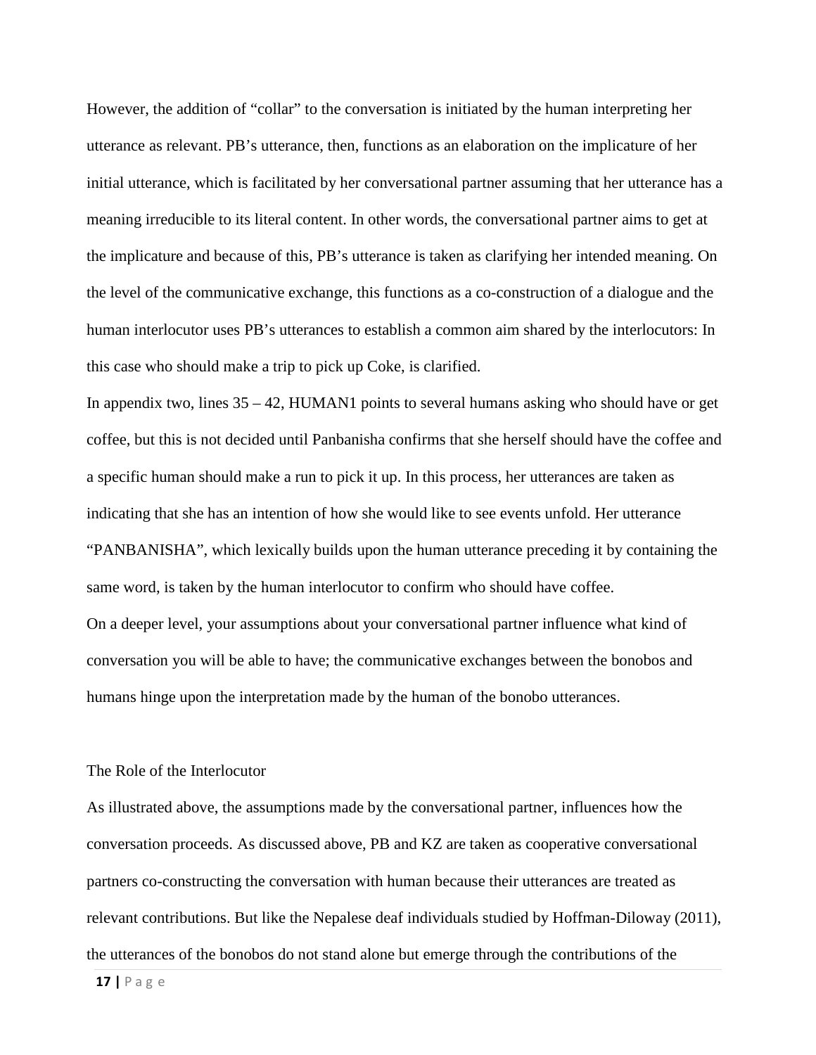However, the addition of "collar" to the conversation is initiated by the human interpreting her utterance as relevant. PB's utterance, then, functions as an elaboration on the implicature of her initial utterance, which is facilitated by her conversational partner assuming that her utterance has a meaning irreducible to its literal content. In other words, the conversational partner aims to get at the implicature and because of this, PB's utterance is taken as clarifying her intended meaning. On the level of the communicative exchange, this functions as a co-construction of a dialogue and the human interlocutor uses PB's utterances to establish a common aim shared by the interlocutors: In this case who should make a trip to pick up Coke, is clarified.

In appendix two, lines 35 – 42, HUMAN1 points to several humans asking who should have or get coffee, but this is not decided until Panbanisha confirms that she herself should have the coffee and a specific human should make a run to pick it up. In this process, her utterances are taken as indicating that she has an intention of how she would like to see events unfold. Her utterance "PANBANISHA", which lexically builds upon the human utterance preceding it by containing the same word, is taken by the human interlocutor to confirm who should have coffee.

On a deeper level, your assumptions about your conversational partner influence what kind of conversation you will be able to have; the communicative exchanges between the bonobos and humans hinge upon the interpretation made by the human of the bonobo utterances.

## The Role of the Interlocutor

As illustrated above, the assumptions made by the conversational partner, influences how the conversation proceeds. As discussed above, PB and KZ are taken as cooperative conversational partners co-constructing the conversation with human because their utterances are treated as relevant contributions. But like the Nepalese deaf individuals studied by Hoffman-Diloway (2011), the utterances of the bonobos do not stand alone but emerge through the contributions of the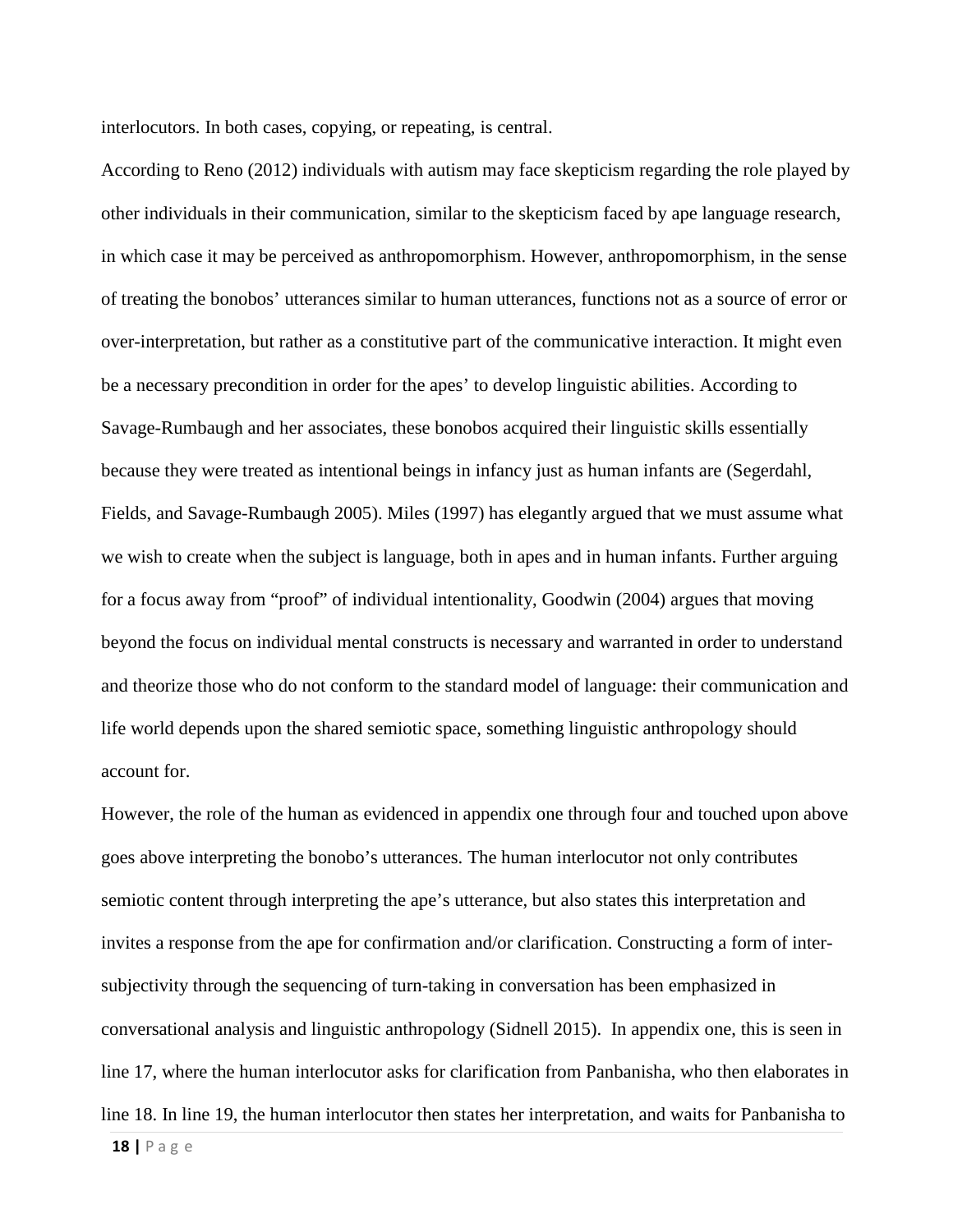interlocutors. In both cases, copying, or repeating, is central.

According to Reno (2012) individuals with autism may face skepticism regarding the role played by other individuals in their communication, similar to the skepticism faced by ape language research, in which case it may be perceived as anthropomorphism. However, anthropomorphism, in the sense of treating the bonobos' utterances similar to human utterances, functions not as a source of error or over-interpretation, but rather as a constitutive part of the communicative interaction. It might even be a necessary precondition in order for the apes' to develop linguistic abilities. According to Savage-Rumbaugh and her associates, these bonobos acquired their linguistic skills essentially because they were treated as intentional beings in infancy just as human infants are (Segerdahl, Fields, and Savage-Rumbaugh 2005). Miles (1997) has elegantly argued that we must assume what we wish to create when the subject is language, both in apes and in human infants. Further arguing for a focus away from "proof" of individual intentionality, Goodwin (2004) argues that moving beyond the focus on individual mental constructs is necessary and warranted in order to understand and theorize those who do not conform to the standard model of language: their communication and life world depends upon the shared semiotic space, something linguistic anthropology should account for.

However, the role of the human as evidenced in appendix one through four and touched upon above goes above interpreting the bonobo's utterances. The human interlocutor not only contributes semiotic content through interpreting the ape's utterance, but also states this interpretation and invites a response from the ape for confirmation and/or clarification. Constructing a form of inter-subjectivity through the sequencing of turn-taking in conversation has been emphasized in conversational analysis and linguistic anthropology (Sidnell 2015). In appendix one, this is seen in line 17, where the human interlocutor asks for clarification from Panbanisha, who then elaborates in line 18. In line 19, the human interlocutor then states her interpretation, and waits for Panbanisha to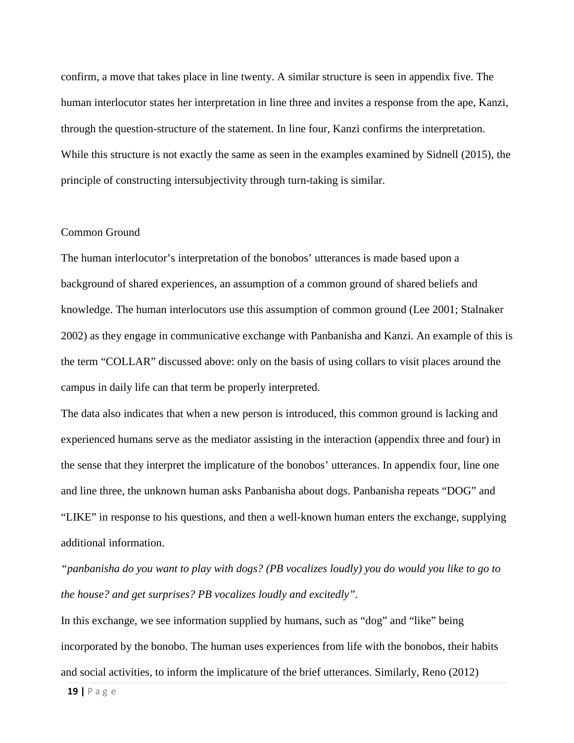confirm, a move that takes place in line twenty. A similar structure is seen in appendix five. The human interlocutor states her interpretation in line three and invites a response from the ape, Kanzi, through the question-structure of the statement. In line four, Kanzi confirms the interpretation. While this structure is not exactly the same as seen in the examples examined by Sidnell (2015), the principle of constructing intersubjectivity through turn-taking is similar.

## Common Ground

The human interlocutor's interpretation of the bonobos' utterances is made based upon a background of shared experiences, an assumption of a common ground of shared beliefs and knowledge. The human interlocutors use this assumption of common ground (Lee 2001; Stalnaker 2002) as they engage in communicative exchange with Panbanisha and Kanzi. An example of this is the term "COLLAR" discussed above: only on the basis of using collars to visit places around the campus in daily life can that term be properly interpreted.

The data also indicates that when a new person is introduced, this common ground is lacking and experienced humans serve as the mediator assisting in the interaction (appendix three and four) in the sense that they interpret the implicature of the bonobos' utterances. In appendix four, line one and line three, the unknown human asks Panbanisha about dogs. Panbanisha repeats "DOG" and "LIKE" in response to his questions, and then a well-known human enters the exchange, supplying additional information.

*"panbanisha do you want to play with dogs? (PB vocalizes loudly) you do would you like to go to the house? and get surprises? PB vocalizes loudly and excitedly".*

In this exchange, we see information supplied by humans, such as "dog" and "like" being incorporated by the bonobo. The human uses experiences from life with the bonobos, their habits and social activities, to inform the implicature of the brief utterances. Similarly, Reno (2012)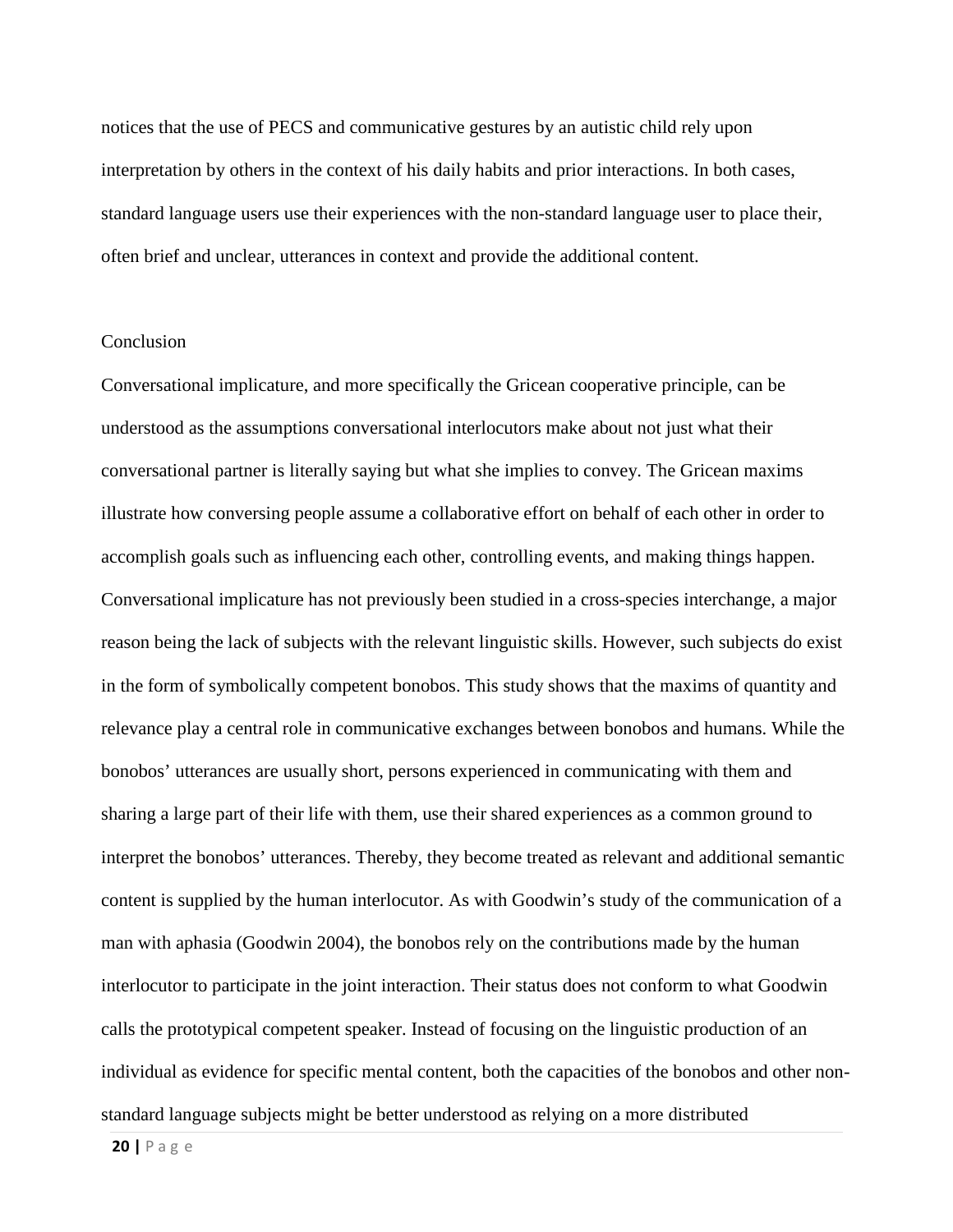notices that the use of PECS and communicative gestures by an autistic child rely upon interpretation by others in the context of his daily habits and prior interactions. In both cases, standard language users use their experiences with the non-standard language user to place their, often brief and unclear, utterances in context and provide the additional content.

## Conclusion

Conversational implicature, and more specifically the Gricean cooperative principle, can be understood as the assumptions conversational interlocutors make about not just what their conversational partner is literally saying but what she implies to convey. The Gricean maxims illustrate how conversing people assume a collaborative effort on behalf of each other in order to accomplish goals such as influencing each other, controlling events, and making things happen. Conversational implicature has not previously been studied in a cross-species interchange, a major reason being the lack of subjects with the relevant linguistic skills. However, such subjects do exist in the form of symbolically competent bonobos. This study shows that the maxims of quantity and relevance play a central role in communicative exchanges between bonobos and humans. While the bonobos' utterances are usually short, persons experienced in communicating with them and sharing a large part of their life with them, use their shared experiences as a common ground to interpret the bonobos' utterances. Thereby, they become treated as relevant and additional semantic content is supplied by the human interlocutor. As with Goodwin's study of the communication of a man with aphasia (Goodwin 2004), the bonobos rely on the contributions made by the human interlocutor to participate in the joint interaction. Their status does not conform to what Goodwin calls the prototypical competent speaker. Instead of focusing on the linguistic production of an individual as evidence for specific mental content, both the capacities of the bonobos and other non-standard language subjects might be better understood as relying on a more distributed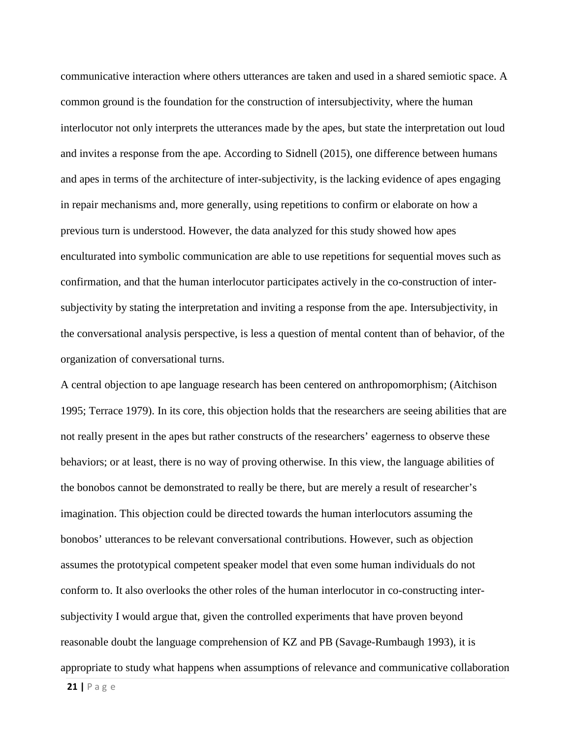communicative interaction where others utterances are taken and used in a shared semiotic space. A common ground is the foundation for the construction of intersubjectivity, where the human interlocutor not only interprets the utterances made by the apes, but state the interpretation out loud and invites a response from the ape. According to Sidnell (2015), one difference between humans and apes in terms of the architecture of inter-subjectivity, is the lacking evidence of apes engaging in repair mechanisms and, more generally, using repetitions to confirm or elaborate on how a previous turn is understood. However, the data analyzed for this study showed how apes enculturated into symbolic communication are able to use repetitions for sequential moves such as confirmation, and that the human interlocutor participates actively in the co-construction of inter-subjectivity by stating the interpretation and inviting a response from the ape. Intersubjectivity, in the conversational analysis perspective, is less a question of mental content than of behavior, of the organization of conversational turns.

A central objection to ape language research has been centered on anthropomorphism; (Aitchison 1995; Terrace 1979). In its core, this objection holds that the researchers are seeing abilities that are not really present in the apes but rather constructs of the researchers' eagerness to observe these behaviors; or at least, there is no way of proving otherwise. In this view, the language abilities of the bonobos cannot be demonstrated to really be there, but are merely a result of researcher's imagination. This objection could be directed towards the human interlocutors assuming the bonobos' utterances to be relevant conversational contributions. However, such as objection assumes the prototypical competent speaker model that even some human individuals do not conform to. It also overlooks the other roles of the human interlocutor in co-constructing inter-subjectivity I would argue that, given the controlled experiments that have proven beyond reasonable doubt the language comprehension of KZ and PB (Savage-Rumbaugh 1993), it is appropriate to study what happens when assumptions of relevance and communicative collaboration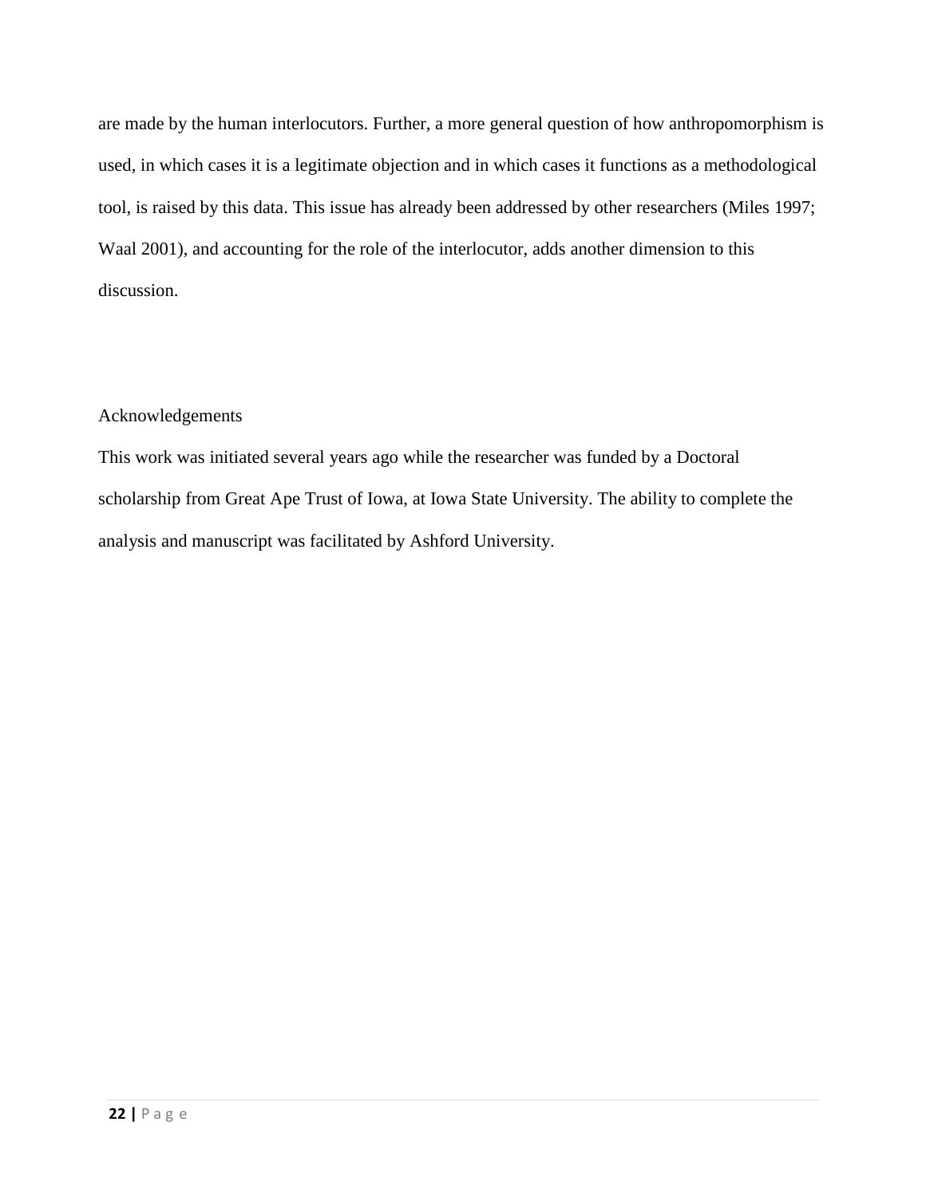are made by the human interlocutors. Further, a more general question of how anthropomorphism is used, in which cases it is a legitimate objection and in which cases it functions as a methodological tool, is raised by this data. This issue has already been addressed by other researchers (Miles 1997; Waal 2001), and accounting for the role of the interlocutor, adds another dimension to this discussion.

## Acknowledgements

This work was initiated several years ago while the researcher was funded by a Doctoral scholarship from Great Ape Trust of Iowa, at Iowa State University. The ability to complete the analysis and manuscript was facilitated by Ashford University.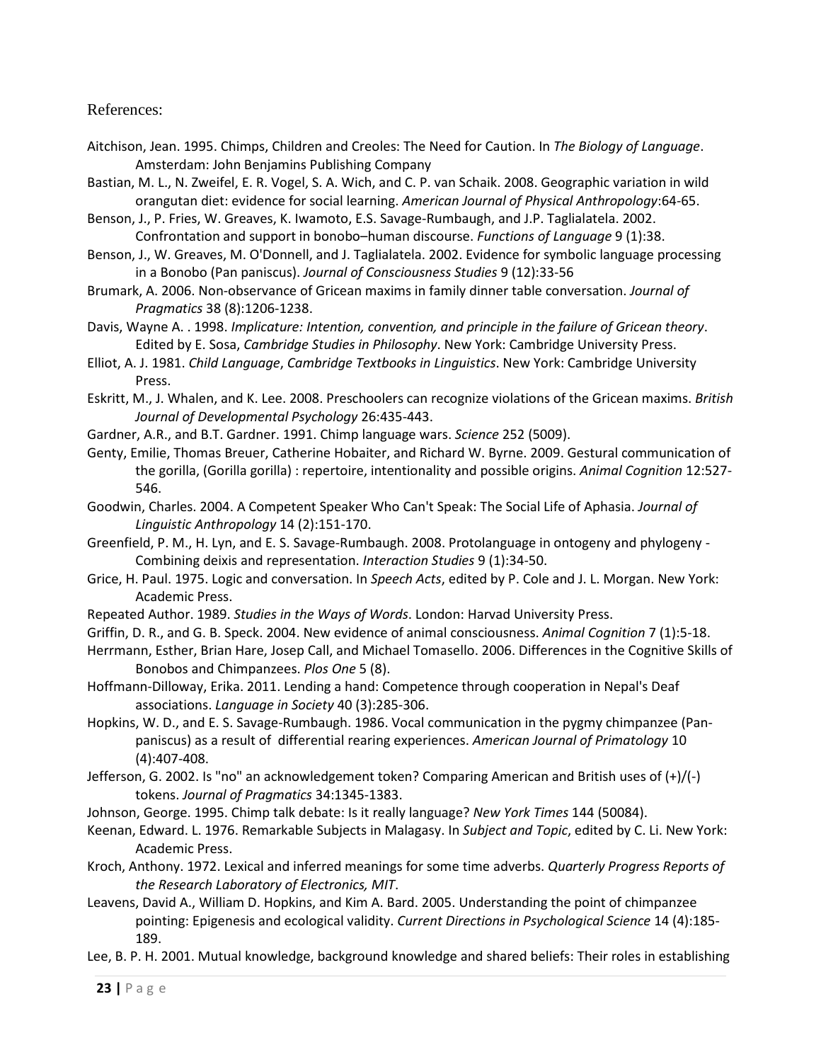References:

Aitchison, Jean. 1995. Chimps, Children and Creoles: The Need for Caution. In *The Biology of Language*. Amsterdam: John Benjamins Publishing Company

Bastian, M. L., N. Zweifel, E. R. Vogel, S. A. Wich, and C. P. van Schaik. 2008. Geographic variation in wild orangutan diet: evidence for social learning. *American Journal of Physical Anthropology*:64-65.

Benson, J., P. Fries, W. Greaves, K. Iwamoto, E.S. Savage-Rumbaugh, and J.P. Taglialatela. 2002. Confrontation and support in bonobo–human discourse. *Functions of Language* 9 (1):38.

Benson, J., W. Greaves, M. O'Donnell, and J. Taglialatela. 2002. Evidence for symbolic language processing in a Bonobo (Pan paniscus). *Journal of Consciousness Studies* 9 (12):33-56

Brumark, A. 2006. Non-observance of Gricean maxims in family dinner table conversation. *Journal of Pragmatics* 38 (8):1206-1238.

Davis, Wayne A. . 1998. *Implicature: Intention, convention, and principle in the failure of Gricean theory*. Edited by E. Sosa, *Cambridge Studies in Philosophy*. New York: Cambridge University Press.

Elliot, A. J. 1981. *Child Language*, *Cambridge Textbooks in Linguistics*. New York: Cambridge University Press.

Eskritt, M., J. Whalen, and K. Lee. 2008. Preschoolers can recognize violations of the Gricean maxims. *British Journal of Developmental Psychology* 26:435-443.

Gardner, A.R., and B.T. Gardner. 1991. Chimp language wars. *Science* 252 (5009).

Genty, Emilie, Thomas Breuer, Catherine Hobaiter, and Richard W. Byrne. 2009. Gestural communication of the gorilla, (Gorilla gorilla) : repertoire, intentionality and possible origins. *Animal Cognition* 12:527-546.

Goodwin, Charles. 2004. A Competent Speaker Who Can't Speak: The Social Life of Aphasia. *Journal of Linguistic Anthropology* 14 (2):151-170.

Greenfield, P. M., H. Lyn, and E. S. Savage-Rumbaugh. 2008. Protolanguage in ontogeny and phylogeny - Combining deixis and representation. *Interaction Studies* 9 (1):34-50.

Grice, H. Paul. 1975. Logic and conversation. In *Speech Acts*, edited by P. Cole and J. L. Morgan. New York: Academic Press.

Repeated Author. 1989. *Studies in the Ways of Words*. London: Harvad University Press.

Griffin, D. R., and G. B. Speck. 2004. New evidence of animal consciousness. *Animal Cognition* 7 (1):5-18.

Herrmann, Esther, Brian Hare, Josep Call, and Michael Tomasello. 2006. Differences in the Cognitive Skills of Bonobos and Chimpanzees. *Plos One* 5 (8).

Hoffmann-Dilloway, Erika. 2011. Lending a hand: Competence through cooperation in Nepal's Deaf associations. *Language in Society* 40 (3):285-306.

Hopkins, W. D., and E. S. Savage-Rumbaugh. 1986. Vocal communication in the pygmy chimpanzee (Pan-paniscus) as a result of differential rearing experiences. *American Journal of Primatology* 10 (4):407-408.

Jefferson, G. 2002. Is "no" an acknowledgement token? Comparing American and British uses of (+)/(-) tokens. *Journal of Pragmatics* 34:1345-1383.

Johnson, George. 1995. Chimp talk debate: Is it really language? *New York Times* 144 (50084).

Keenan, Edward. L. 1976. Remarkable Subjects in Malagasy. In *Subject and Topic*, edited by C. Li. New York: Academic Press.

Kroch, Anthony. 1972. Lexical and inferred meanings for some time adverbs. *Quarterly Progress Reports of the Research Laboratory of Electronics, MIT*.

Leavens, David A., William D. Hopkins, and Kim A. Bard. 2005. Understanding the point of chimpanzee pointing: Epigenesis and ecological validity. *Current Directions in Psychological Science* 14 (4):185-189.

Lee, B. P. H. 2001. Mutual knowledge, background knowledge and shared beliefs: Their roles in establishing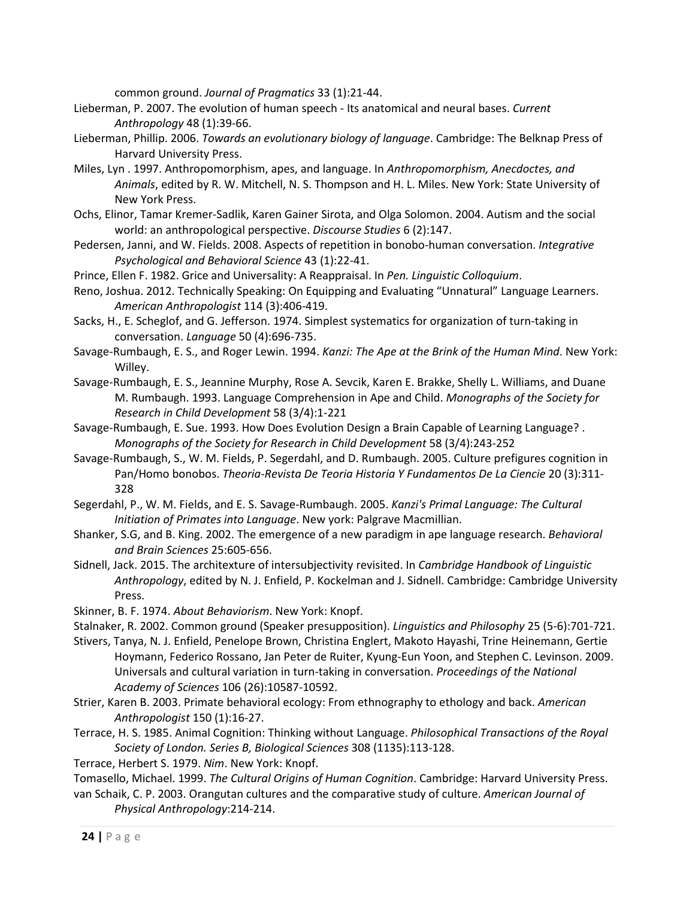common ground. *Journal of Pragmatics* 33 (1):21-44.

Lieberman, P. 2007. The evolution of human speech - Its anatomical and neural bases. *Current Anthropology* 48 (1):39-66.

Lieberman, Phillip. 2006. *Towards an evolutionary biology of language*. Cambridge: The Belknap Press of Harvard University Press.

Miles, Lyn . 1997. Anthropomorphism, apes, and language. In *Anthropomorphism, Anecdoctes, and Animals*, edited by R. W. Mitchell, N. S. Thompson and H. L. Miles. New York: State University of New York Press.

Ochs, Elinor, Tamar Kremer-Sadlik, Karen Gainer Sirota, and Olga Solomon. 2004. Autism and the social world: an anthropological perspective. *Discourse Studies* 6 (2):147.

Pedersen, Janni, and W. Fields. 2008. Aspects of repetition in bonobo-human conversation. *Integrative Psychological and Behavioral Science* 43 (1):22-41.

Prince, Ellen F. 1982. Grice and Universality: A Reappraisal. In *Pen. Linguistic Colloquium*.

Reno, Joshua. 2012. Technically Speaking: On Equipping and Evaluating "Unnatural" Language Learners. *American Anthropologist* 114 (3):406-419.

Sacks, H., E. Scheglof, and G. Jefferson. 1974. Simplest systematics for organization of turn-taking in conversation. *Language* 50 (4):696-735.

Savage-Rumbaugh, E. S., and Roger Lewin. 1994. *Kanzi: The Ape at the Brink of the Human Mind*. New York: Willey.

Savage-Rumbaugh, E. S., Jeannine Murphy, Rose A. Sevcik, Karen E. Brakke, Shelly L. Williams, and Duane M. Rumbaugh. 1993. Language Comprehension in Ape and Child. *Monographs of the Society for Research in Child Development* 58 (3/4):1-221

Savage-Rumbaugh, E. Sue. 1993. How Does Evolution Design a Brain Capable of Learning Language? . *Monographs of the Society for Research in Child Development* 58 (3/4):243-252

Savage-Rumbaugh, S., W. M. Fields, P. Segerdahl, and D. Rumbaugh. 2005. Culture prefigures cognition in Pan/Homo bonobos. *Theoria-Revista De Teoria Historia Y Fundamentos De La Ciencie* 20 (3):311-328

Segerdahl, P., W. M. Fields, and E. S. Savage-Rumbaugh. 2005. *Kanzi's Primal Language: The Cultural Initiation of Primates into Language*. New york: Palgrave Macmillian.

Shanker, S.G, and B. King. 2002. The emergence of a new paradigm in ape language research. *Behavioral and Brain Sciences* 25:605-656.

Sidnell, Jack. 2015. The architexture of intersubjectivity revisited. In *Cambridge Handbook of Linguistic Anthropology*, edited by N. J. Enfield, P. Kockelman and J. Sidnell. Cambridge: Cambridge University Press.

Skinner, B. F. 1974. *About Behaviorism*. New York: Knopf.

Stalnaker, R. 2002. Common ground (Speaker presupposition). *Linguistics and Philosophy* 25 (5-6):701-721.

Stivers, Tanya, N. J. Enfield, Penelope Brown, Christina Englert, Makoto Hayashi, Trine Heinemann, Gertie Hoymann, Federico Rossano, Jan Peter de Ruiter, Kyung-Eun Yoon, and Stephen C. Levinson. 2009. Universals and cultural variation in turn-taking in conversation. *Proceedings of the National Academy of Sciences* 106 (26):10587-10592.

Strier, Karen B. 2003. Primate behavioral ecology: From ethnography to ethology and back. *American Anthropologist* 150 (1):16-27.

Terrace, H. S. 1985. Animal Cognition: Thinking without Language. *Philosophical Transactions of the Royal Society of London. Series B, Biological Sciences* 308 (1135):113-128.

Terrace, Herbert S. 1979. *Nim*. New York: Knopf.

Tomasello, Michael. 1999. *The Cultural Origins of Human Cognition*. Cambridge: Harvard University Press.

van Schaik, C. P. 2003. Orangutan cultures and the comparative study of culture. *American Journal of Physical Anthropology*:214-214.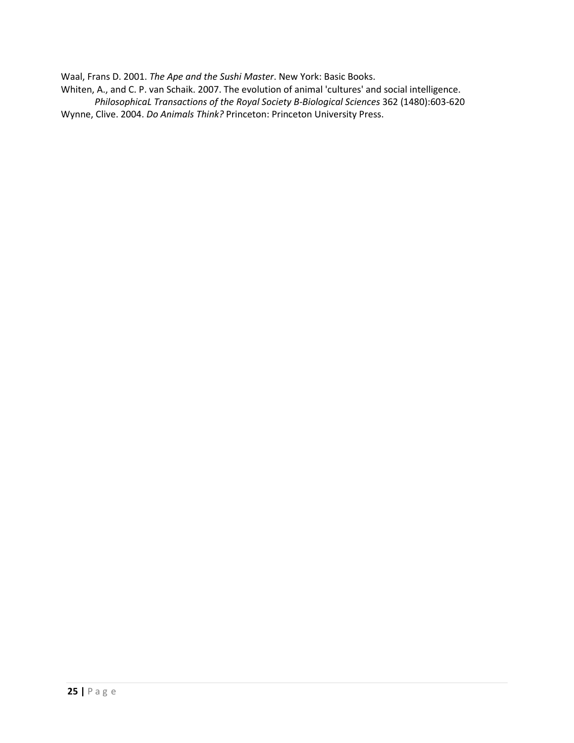Waal, Frans D. 2001. *The Ape and the Sushi Master*. New York: Basic Books.

Whiten, A., and C. P. van Schaik. 2007. The evolution of animal 'cultures' and social intelligence. *PhilosophicaL Transactions of the Royal Society B-Biological Sciences* 362 (1480):603-620

Wynne, Clive. 2004. *Do Animals Think?* Princeton: Princeton University Press.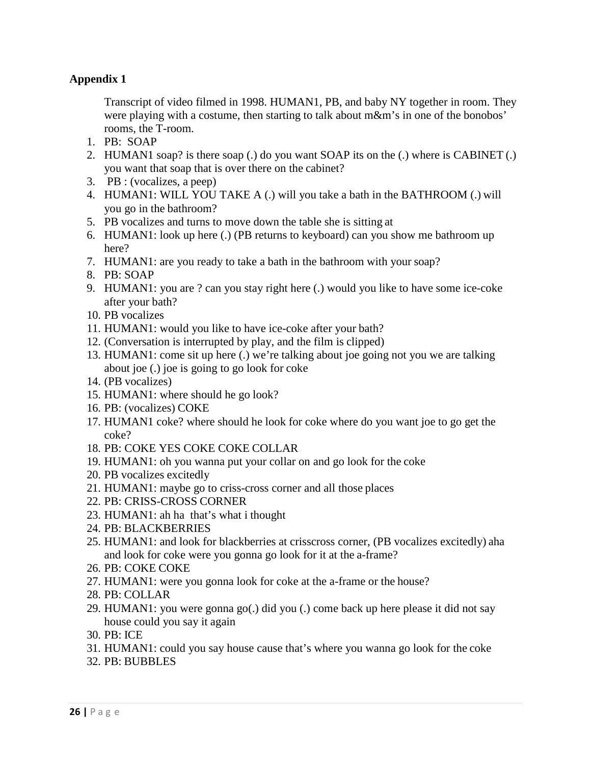**Appendix 1**

Transcript of video filmed in 1998. HUMAN1, PB, and baby NY together in room. They were playing with a costume, then starting to talk about m&m's in one of the bonobos' rooms, the T-room.

1. PB: SOAP
2. HUMAN1 soap? is there soap (.) do you want SOAP its on the (.) where is CABINET (.) you want that soap that is over there on the cabinet?
3. PB : (vocalizes, a peep)
4. HUMAN1: WILL YOU TAKE A (.) will you take a bath in the BATHROOM (.) will you go in the bathroom?
5. PB vocalizes and turns to move down the table she is sitting at
6. HUMAN1: look up here (.) (PB returns to keyboard) can you show me bathroom up here?
7. HUMAN1: are you ready to take a bath in the bathroom with your soap?
8. PB: SOAP
9. HUMAN1: you are ? can you stay right here (.) would you like to have some ice-coke after your bath?
10. PB vocalizes
11. HUMAN1: would you like to have ice-coke after your bath?
12. (Conversation is interrupted by play, and the film is clipped)
13. HUMAN1: come sit up here (.) we're talking about joe going not you we are talking about joe (.) joe is going to go look for coke
14. (PB vocalizes)
15. HUMAN1: where should he go look?
16. PB: (vocalizes) COKE
17. HUMAN1 coke? where should he look for coke where do you want joe to go get the coke?
18. PB: COKE YES COKE COKE COLLAR
19. HUMAN1: oh you wanna put your collar on and go look for the coke
20. PB vocalizes excitedly
21. HUMAN1: maybe go to criss-cross corner and all those places
22. PB: CRISS-CROSS CORNER
23. HUMAN1: ah ha that's what i thought
24. PB: BLACKBERRIES
25. HUMAN1: and look for blackberries at crisscross corner, (PB vocalizes excitedly) aha and look for coke were you gonna go look for it at the a-frame?
26. PB: COKE COKE
27. HUMAN1: were you gonna look for coke at the a-frame or the house?
28. PB: COLLAR
29. HUMAN1: you were gonna go(.) did you (.) come back up here please it did not say house could you say it again
30. PB: ICE
31. HUMAN1: could you say house cause that's where you wanna go look for the coke
32. PB: BUBBLES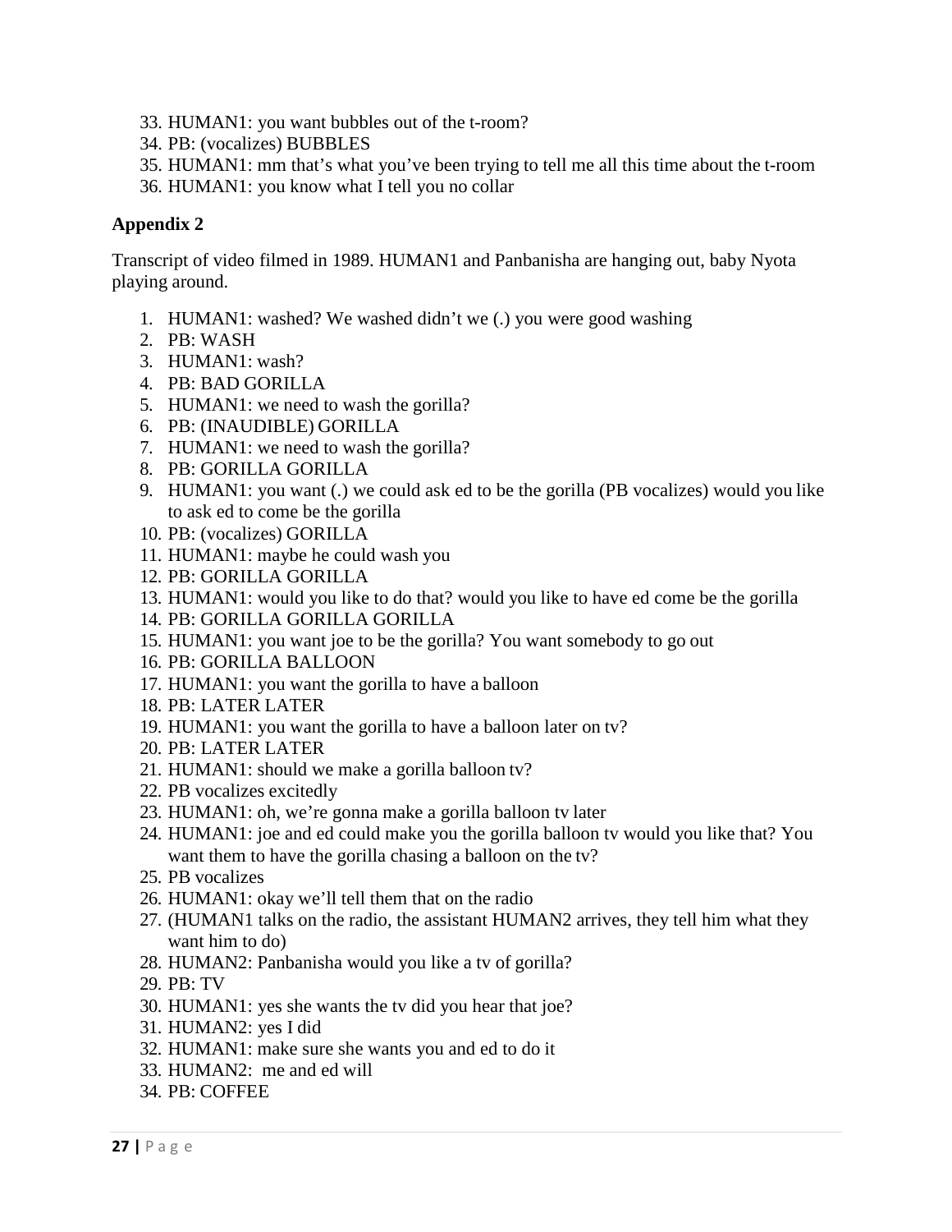33. HUMAN1: you want bubbles out of the t-room?
34. PB: (vocalizes) BUBBLES
35. HUMAN1: mm that's what you've been trying to tell me all this time about the t-room
36. HUMAN1: you know what I tell you no collar

**Appendix 2**

Transcript of video filmed in 1989. HUMAN1 and Panbanisha are hanging out, baby Nyota playing around.

1. HUMAN1: washed? We washed didn't we (.) you were good washing
2. PB: WASH
3. HUMAN1: wash?
4. PB: BAD GORILLA
5. HUMAN1: we need to wash the gorilla?
6. PB: (INAUDIBLE) GORILLA
7. HUMAN1: we need to wash the gorilla?
8. PB: GORILLA GORILLA
9. HUMAN1: you want (.) we could ask ed to be the gorilla (PB vocalizes) would you like to ask ed to come be the gorilla
10. PB: (vocalizes) GORILLA
11. HUMAN1: maybe he could wash you
12. PB: GORILLA GORILLA
13. HUMAN1: would you like to do that? would you like to have ed come be the gorilla
14. PB: GORILLA GORILLA GORILLA
15. HUMAN1: you want joe to be the gorilla? You want somebody to go out
16. PB: GORILLA BALLOON
17. HUMAN1: you want the gorilla to have a balloon
18. PB: LATER LATER
19. HUMAN1: you want the gorilla to have a balloon later on tv?
20. PB: LATER LATER
21. HUMAN1: should we make a gorilla balloon tv?
22. PB vocalizes excitedly
23. HUMAN1: oh, we're gonna make a gorilla balloon tv later
24. HUMAN1: joe and ed could make you the gorilla balloon tv would you like that? You want them to have the gorilla chasing a balloon on the tv?
25. PB vocalizes
26. HUMAN1: okay we'll tell them that on the radio
27. (HUMAN1 talks on the radio, the assistant HUMAN2 arrives, they tell him what they want him to do)
28. HUMAN2: Panbanisha would you like a tv of gorilla?
29. PB: TV
30. HUMAN1: yes she wants the tv did you hear that joe?
31. HUMAN2: yes I did
32. HUMAN1: make sure she wants you and ed to do it
33. HUMAN2: me and ed will
34. PB: COFFEE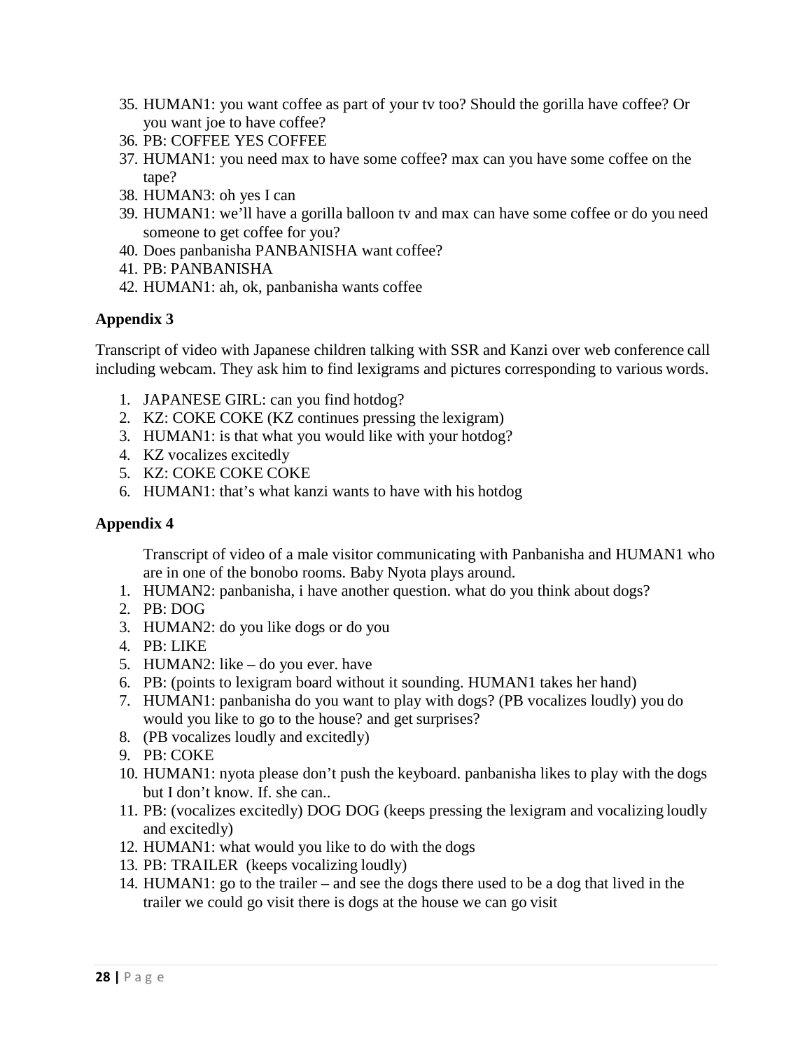35. HUMAN1: you want coffee as part of your tv too? Should the gorilla have coffee? Or you want joe to have coffee?
36. PB: COFFEE YES COFFEE
37. HUMAN1: you need max to have some coffee? max can you have some coffee on the tape?
38. HUMAN3: oh yes I can
39. HUMAN1: we'll have a gorilla balloon tv and max can have some coffee or do you need someone to get coffee for you?
40. Does panbanisha PANBANISHA want coffee?
41. PB: PANBANISHA
42. HUMAN1: ah, ok, panbanisha wants coffee

**Appendix 3**

Transcript of video with Japanese children talking with SSR and Kanzi over web conference call including webcam. They ask him to find lexigrams and pictures corresponding to various words.

1. JAPANESE GIRL: can you find hotdog?
2. KZ: COKE COKE (KZ continues pressing the lexigram)
3. HUMAN1: is that what you would like with your hotdog?
4. KZ vocalizes excitedly
5. KZ: COKE COKE COKE
6. HUMAN1: that's what kanzi wants to have with his hotdog

**Appendix 4**

Transcript of video of a male visitor communicating with Panbanisha and HUMAN1 who are in one of the bonobo rooms. Baby Nyota plays around.

1. HUMAN2: panbanisha, i have another question. what do you think about dogs?
2. PB: DOG
3. HUMAN2: do you like dogs or do you
4. PB: LIKE
5. HUMAN2: like – do you ever. have
6. PB: (points to lexigram board without it sounding. HUMAN1 takes her hand)
7. HUMAN1: panbanisha do you want to play with dogs? (PB vocalizes loudly) you do would you like to go to the house? and get surprises?
8. (PB vocalizes loudly and excitedly)
9. PB: COKE
10. HUMAN1: nyota please don't push the keyboard. panbanisha likes to play with the dogs but I don't know. If. she can..
11. PB: (vocalizes excitedly) DOG DOG (keeps pressing the lexigram and vocalizing loudly and excitedly)
12. HUMAN1: what would you like to do with the dogs
13. PB: TRAILER (keeps vocalizing loudly)
14. HUMAN1: go to the trailer – and see the dogs there used to be a dog that lived in the trailer we could go visit there is dogs at the house we can go visit